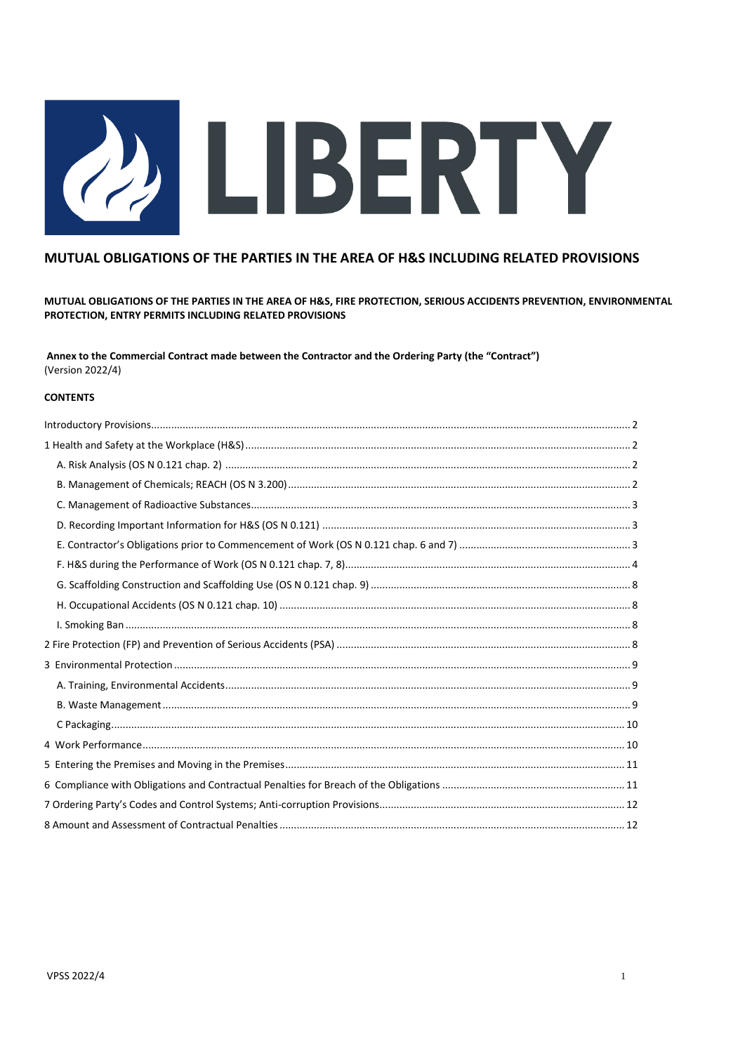LIBERTY

# MUTUAL OBLIGATIONS OF THE PARTIES IN THE AREA OF H&S INCLUDING RELATED PROVISIONS

**MUTUAL OBLIGATIONS OF THE PARTIES IN THE AREA OF H&S, FIRE PROTECTION, SERIOUS ACCIDENTS PREVENTION, ENVIRONMENTAL PROTECTION, ENTRY PERMITS INCLUDING RELATED PROVISIONS**

**Annex to the Commercial Contract made between the Contractor and the Ordering Party (the "Contract")**
(Version 2022/4)

**CONTENTS**

- Introductory Provisions ..... 2
- 1 Health and Safety at the Workplace (H&S) ..... 2
  - A. Risk Analysis (OS N 0.121 chap. 2) ..... 2
  - B. Management of Chemicals; REACH (OS N 3.200) ..... 2
  - C. Management of Radioactive Substances ..... 3
  - D. Recording Important Information for H&S (OS N 0.121) ..... 3
  - E. Contractor's Obligations prior to Commencement of Work (OS N 0.121 chap. 6 and 7) ..... 3
  - F. H&S during the Performance of Work (OS N 0.121 chap. 7, 8) ..... 4
  - G. Scaffolding Construction and Scaffolding Use (OS N 0.121 chap. 9) ..... 8
  - H. Occupational Accidents (OS N 0.121 chap. 10) ..... 8
  - I. Smoking Ban ..... 8
- 2 Fire Protection (FP) and Prevention of Serious Accidents (PSA) ..... 8
- 3 Environmental Protection ..... 9
  - A. Training, Environmental Accidents ..... 9
  - B. Waste Management ..... 9
  - C Packaging ..... 10
- 4 Work Performance ..... 10
- 5 Entering the Premises and Moving in the Premises ..... 11
- 6 Compliance with Obligations and Contractual Penalties for Breach of the Obligations ..... 11
- 7 Ordering Party's Codes and Control Systems; Anti-corruption Provisions ..... 12
- 8 Amount and Assessment of Contractual Penalties ..... 12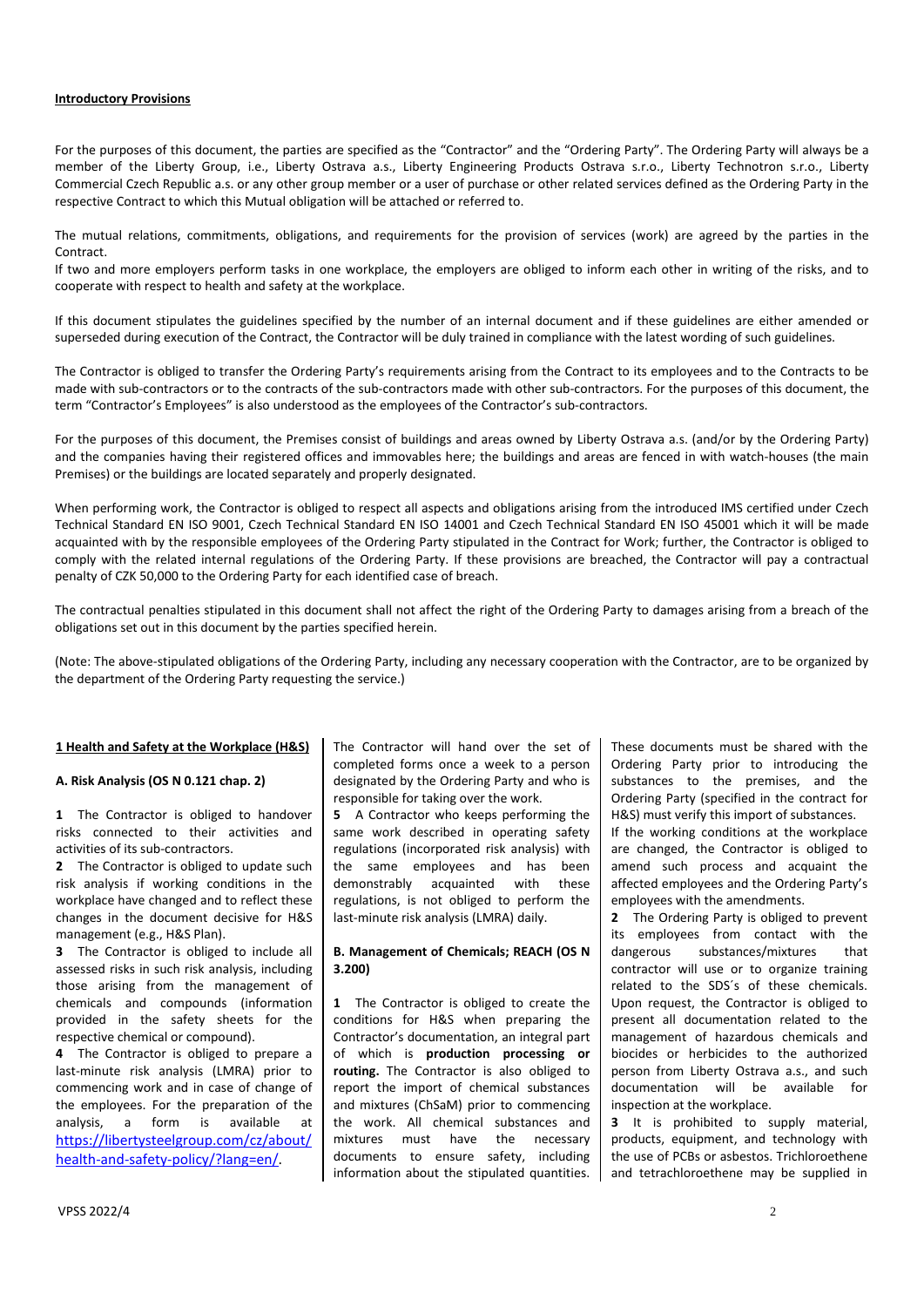**Introductory Provisions**

For the purposes of this document, the parties are specified as the "Contractor" and the "Ordering Party". The Ordering Party will always be a member of the Liberty Group, i.e., Liberty Ostrava a.s., Liberty Engineering Products Ostrava s.r.o., Liberty Technotron s.r.o., Liberty Commercial Czech Republic a.s. or any other group member or a user of purchase or other related services defined as the Ordering Party in the respective Contract to which this Mutual obligation will be attached or referred to.

The mutual relations, commitments, obligations, and requirements for the provision of services (work) are agreed by the parties in the Contract.
If two and more employers perform tasks in one workplace, the employers are obliged to inform each other in writing of the risks, and to cooperate with respect to health and safety at the workplace.

If this document stipulates the guidelines specified by the number of an internal document and if these guidelines are either amended or superseded during execution of the Contract, the Contractor will be duly trained in compliance with the latest wording of such guidelines.

The Contractor is obliged to transfer the Ordering Party's requirements arising from the Contract to its employees and to the Contracts to be made with sub-contractors or to the contracts of the sub-contractors made with other sub-contractors. For the purposes of this document, the term "Contractor's Employees" is also understood as the employees of the Contractor's sub-contractors.

For the purposes of this document, the Premises consist of buildings and areas owned by Liberty Ostrava a.s. (and/or by the Ordering Party) and the companies having their registered offices and immovables here; the buildings and areas are fenced in with watch-houses (the main Premises) or the buildings are located separately and properly designated.

When performing work, the Contractor is obliged to respect all aspects and obligations arising from the introduced IMS certified under Czech Technical Standard EN ISO 9001, Czech Technical Standard EN ISO 14001 and Czech Technical Standard EN ISO 45001 which it will be made acquainted with by the responsible employees of the Ordering Party stipulated in the Contract for Work; further, the Contractor is obliged to comply with the related internal regulations of the Ordering Party. If these provisions are breached, the Contractor will pay a contractual penalty of CZK 50,000 to the Ordering Party for each identified case of breach.

The contractual penalties stipulated in this document shall not affect the right of the Ordering Party to damages arising from a breach of the obligations set out in this document by the parties specified herein.

(Note: The above-stipulated obligations of the Ordering Party, including any necessary cooperation with the Contractor, are to be organized by the department of the Ordering Party requesting the service.)

## 1 Health and Safety at the Workplace (H&S)

### A. Risk Analysis (OS N 0.121 chap. 2)

**1** The Contractor is obliged to handover risks connected to their activities and activities of its sub-contractors.

**2** The Contractor is obliged to update such risk analysis if working conditions in the workplace have changed and to reflect these changes in the document decisive for H&S management (e.g., H&S Plan).

**3** The Contractor is obliged to include all assessed risks in such risk analysis, including those arising from the management of chemicals and compounds (information provided in the safety sheets for the respective chemical or compound).

**4** The Contractor is obliged to prepare a last-minute risk analysis (LMRA) prior to commencing work and in case of change of the employees. For the preparation of the analysis, a form is available at https://libertysteelgroup.com/cz/about/health-and-safety-policy/?lang=en/. The Contractor will hand over the set of completed forms once a week to a person designated by the Ordering Party and who is responsible for taking over the work.

**5** A Contractor who keeps performing the same work described in operating safety regulations (incorporated risk analysis) with the same employees and has been demonstrably acquainted with these regulations, is not obliged to perform the last-minute risk analysis (LMRA) daily.

### B. Management of Chemicals; REACH (OS N 3.200)

**1** The Contractor is obliged to create the conditions for H&S when preparing the Contractor's documentation, an integral part of which is **production processing or routing.** The Contractor is also obliged to report the import of chemical substances and mixtures (ChSaM) prior to commencing the work. All chemical substances and mixtures must have the necessary documents to ensure safety, including information about the stipulated quantities. These documents must be shared with the Ordering Party prior to introducing the substances to the premises, and the Ordering Party (specified in the contract for H&S) must verify this import of substances.
If the working conditions at the workplace are changed, the Contractor is obliged to amend such process and acquaint the affected employees and the Ordering Party's employees with the amendments.

**2** The Ordering Party is obliged to prevent its employees from contact with the dangerous substances/mixtures that contractor will use or to organize training related to the SDS´s of these chemicals. Upon request, the Contractor is obliged to present all documentation related to the management of hazardous chemicals and biocides or herbicides to the authorized person from Liberty Ostrava a.s., and such documentation will be available for inspection at the workplace.

**3** It is prohibited to supply material, products, equipment, and technology with the use of PCBs or asbestos. Trichloroethene and tetrachloroethene may be supplied in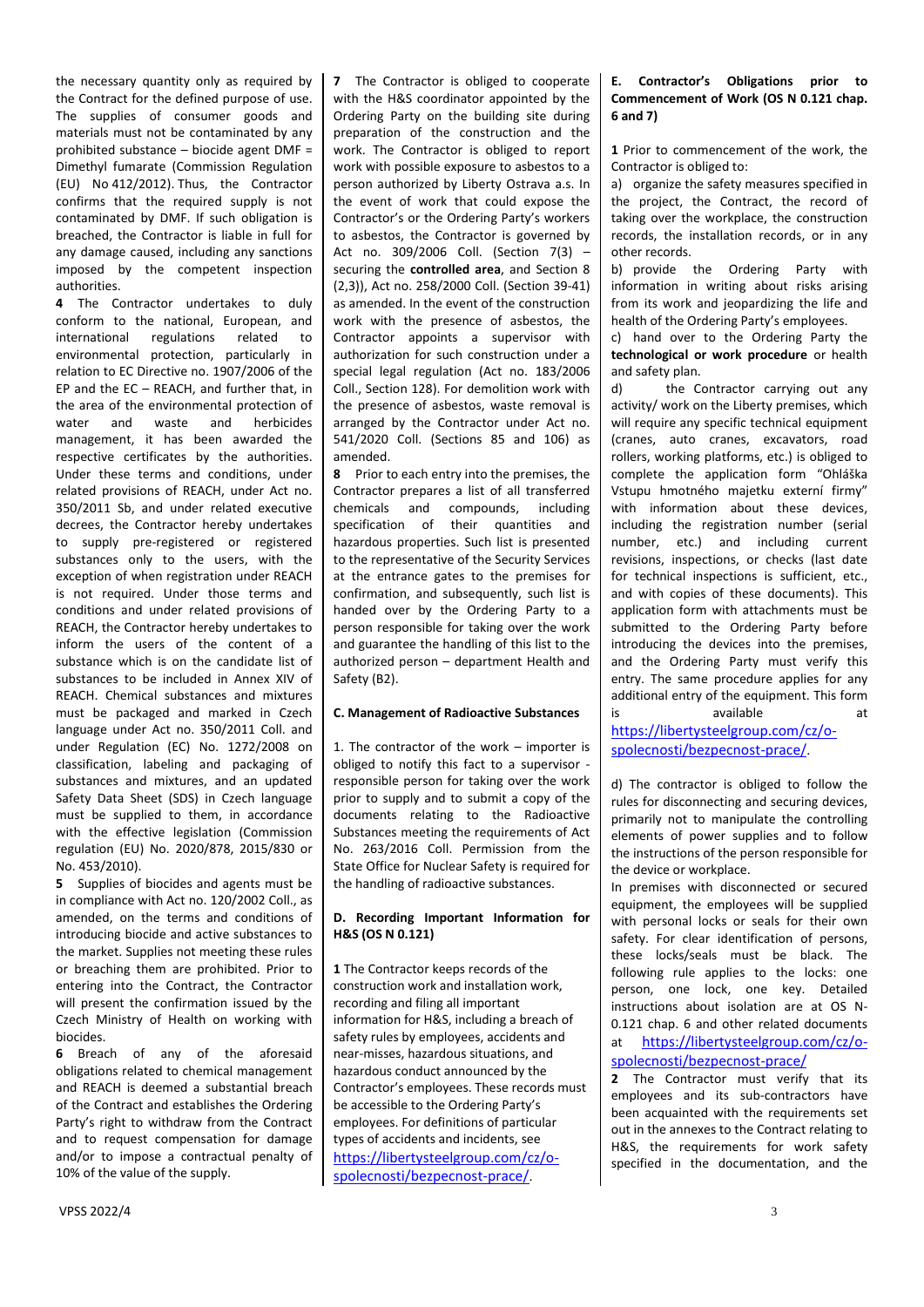the necessary quantity only as required by the Contract for the defined purpose of use. The supplies of consumer goods and materials must not be contaminated by any prohibited substance – biocide agent DMF = Dimethyl fumarate (Commission Regulation (EU) No 412/2012). Thus, the Contractor confirms that the required supply is not contaminated by DMF. If such obligation is breached, the Contractor is liable in full for any damage caused, including any sanctions imposed by the competent inspection authorities.

**4** The Contractor undertakes to duly conform to the national, European, and international regulations related to environmental protection, particularly in relation to EC Directive no. 1907/2006 of the EP and the EC – REACH, and further that, in the area of the environmental protection of water and waste and herbicides management, it has been awarded the respective certificates by the authorities. Under these terms and conditions, under related provisions of REACH, under Act no. 350/2011 Sb, and under related executive decrees, the Contractor hereby undertakes to supply pre-registered or registered substances only to the users, with the exception of when registration under REACH is not required. Under those terms and conditions and under related provisions of REACH, the Contractor hereby undertakes to inform the users of the content of a substance which is on the candidate list of substances to be included in Annex XIV of REACH. Chemical substances and mixtures must be packaged and marked in Czech language under Act no. 350/2011 Coll. and under Regulation (EC) No. 1272/2008 on classification, labeling and packaging of substances and mixtures, and an updated Safety Data Sheet (SDS) in Czech language must be supplied to them, in accordance with the effective legislation (Commission regulation (EU) No. 2020/878, 2015/830 or No. 453/2010).

**5** Supplies of biocides and agents must be in compliance with Act no. 120/2002 Coll., as amended, on the terms and conditions of introducing biocide and active substances to the market. Supplies not meeting these rules or breaching them are prohibited. Prior to entering into the Contract, the Contractor will present the confirmation issued by the Czech Ministry of Health on working with biocides.

**6** Breach of any of the aforesaid obligations related to chemical management and REACH is deemed a substantial breach of the Contract and establishes the Ordering Party's right to withdraw from the Contract and to request compensation for damage and/or to impose a contractual penalty of 10% of the value of the supply.

**7** The Contractor is obliged to cooperate with the H&S coordinator appointed by the Ordering Party on the building site during preparation of the construction and the work. The Contractor is obliged to report work with possible exposure to asbestos to a person authorized by Liberty Ostrava a.s. In the event of work that could expose the Contractor's or the Ordering Party's workers to asbestos, the Contractor is governed by Act no. 309/2006 Coll. (Section 7(3) – securing the **controlled area**, and Section 8 (2,3)), Act no. 258/2000 Coll. (Section 39-41) as amended. In the event of the construction work with the presence of asbestos, the Contractor appoints a supervisor with authorization for such construction under a special legal regulation (Act no. 183/2006 Coll., Section 128). For demolition work with the presence of asbestos, waste removal is arranged by the Contractor under Act no. 541/2020 Coll. (Sections 85 and 106) as amended.

**8** Prior to each entry into the premises, the Contractor prepares a list of all transferred chemicals and compounds, including specification of their quantities and hazardous properties. Such list is presented to the representative of the Security Services at the entrance gates to the premises for confirmation, and subsequently, such list is handed over by the Ordering Party to a person responsible for taking over the work and guarantee the handling of this list to the authorized person – department Health and Safety (B2).

### C. Management of Radioactive Substances

1. The contractor of the work – importer is obliged to notify this fact to a supervisor - responsible person for taking over the work prior to supply and to submit a copy of the documents relating to the Radioactive Substances meeting the requirements of Act No. 263/2016 Coll. Permission from the State Office for Nuclear Safety is required for the handling of radioactive substances.

### D. Recording Important Information for H&S (OS N 0.121)

**1** The Contractor keeps records of the construction work and installation work, recording and filing all important information for H&S, including a breach of safety rules by employees, accidents and near-misses, hazardous situations, and hazardous conduct announced by the Contractor's employees. These records must be accessible to the Ordering Party's employees. For definitions of particular types of accidents and incidents, see https://libertysteelgroup.com/cz/o-spolecnosti/bezpecnost-prace/.

### E. Contractor's Obligations prior to Commencement of Work (OS N 0.121 chap. 6 and 7)

**1** Prior to commencement of the work, the Contractor is obliged to:

a) organize the safety measures specified in the project, the Contract, the record of taking over the workplace, the construction records, the installation records, or in any other records.

b) provide the Ordering Party with information in writing about risks arising from its work and jeopardizing the life and health of the Ordering Party's employees.

c) hand over to the Ordering Party the **technological or work procedure** or health and safety plan.

d) the Contractor carrying out any activity/ work on the Liberty premises, which will require any specific technical equipment (cranes, auto cranes, excavators, road rollers, working platforms, etc.) is obliged to complete the application form "Ohláška Vstupu hmotného majetku externí firmy" with information about these devices, including the registration number (serial number, etc.) and including current revisions, inspections, or checks (last date for technical inspections is sufficient, etc., and with copies of these documents). This application form with attachments must be submitted to the Ordering Party before introducing the devices into the premises, and the Ordering Party must verify this entry. The same procedure applies for any additional entry of the equipment. This form is available at https://libertysteelgroup.com/cz/o-spolecnosti/bezpecnost-prace/.

d) The contractor is obliged to follow the rules for disconnecting and securing devices, primarily not to manipulate the controlling elements of power supplies and to follow the instructions of the person responsible for the device or workplace.

In premises with disconnected or secured equipment, the employees will be supplied with personal locks or seals for their own safety. For clear identification of persons, these locks/seals must be black. The following rule applies to the locks: one person, one lock, one key. Detailed instructions about isolation are at OS N-0.121 chap. 6 and other related documents at https://libertysteelgroup.com/cz/o-spolecnosti/bezpecnost-prace/

**2** The Contractor must verify that its employees and its sub-contractors have been acquainted with the requirements set out in the annexes to the Contract relating to H&S, the requirements for work safety specified in the documentation, and the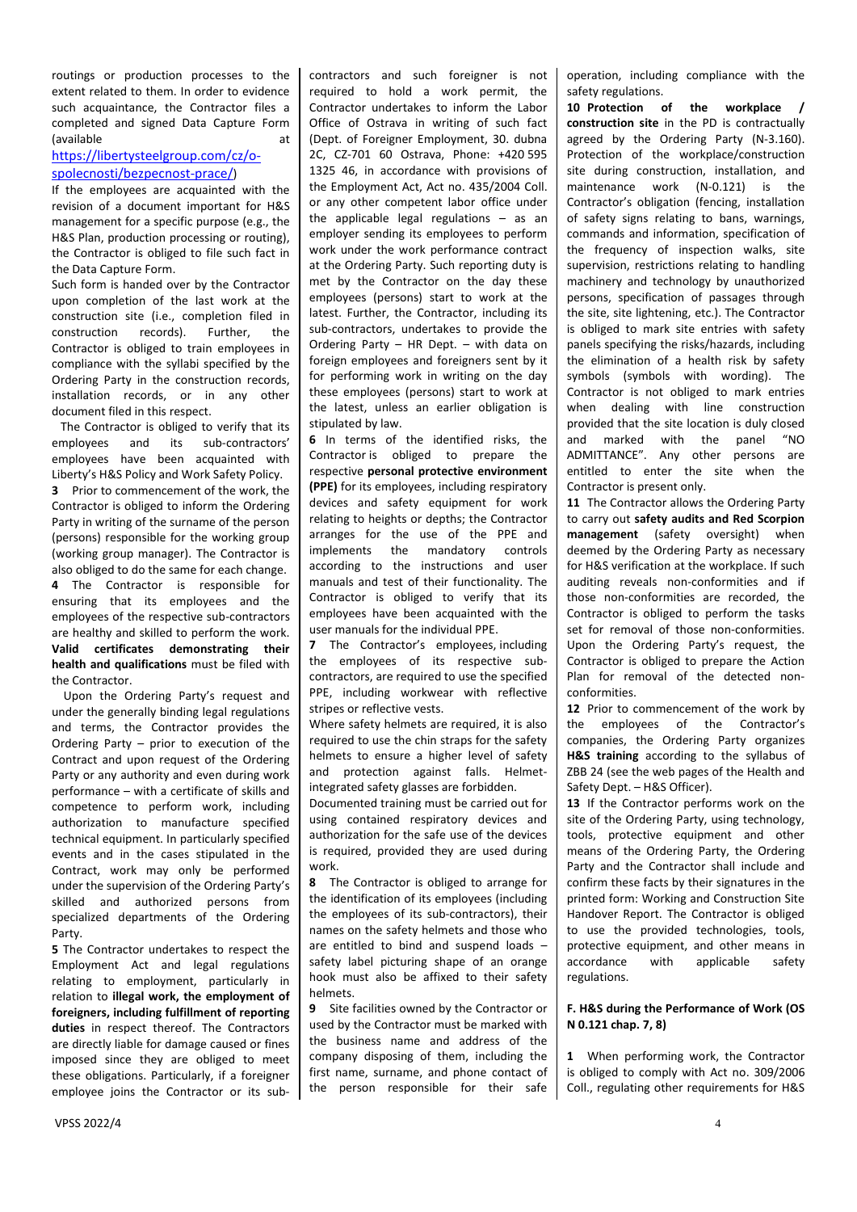routings or production processes to the extent related to them. In order to evidence such acquaintance, the Contractor files a completed and signed Data Capture Form (available at [https://libertysteelgroup.com/cz/o-spolecnosti/bezpecnost-prace/](https://libertysteelgroup.com/cz/o-spolecnosti/bezpecnost-prace/))

If the employees are acquainted with the revision of a document important for H&S management for a specific purpose (e.g., the H&S Plan, production processing or routing), the Contractor is obliged to file such fact in the Data Capture Form.

Such form is handed over by the Contractor upon completion of the last work at the construction site (i.e., completion filed in construction records). Further, the Contractor is obliged to train employees in compliance with the syllabi specified by the Ordering Party in the construction records, installation records, or in any other document filed in this respect.

The Contractor is obliged to verify that its employees and its sub-contractors' employees have been acquainted with Liberty's H&S Policy and Work Safety Policy.

**3** Prior to commencement of the work, the Contractor is obliged to inform the Ordering Party in writing of the surname of the person (persons) responsible for the working group (working group manager). The Contractor is also obliged to do the same for each change.

**4** The Contractor is responsible for ensuring that its employees and the employees of the respective sub-contractors are healthy and skilled to perform the work. **Valid certificates demonstrating their health and qualifications** must be filed with the Contractor.

Upon the Ordering Party's request and under the generally binding legal regulations and terms, the Contractor provides the Ordering Party – prior to execution of the Contract and upon request of the Ordering Party or any authority and even during work performance – with a certificate of skills and competence to perform work, including authorization to manufacture specified technical equipment. In particularly specified events and in the cases stipulated in the Contract, work may only be performed under the supervision of the Ordering Party's skilled and authorized persons from specialized departments of the Ordering Party.

**5** The Contractor undertakes to respect the Employment Act and legal regulations relating to employment, particularly in relation to **illegal work, the employment of foreigners, including fulfillment of reporting duties** in respect thereof. The Contractors are directly liable for damage caused or fines imposed since they are obliged to meet these obligations. Particularly, if a foreigner employee joins the Contractor or its sub-contractors and such foreigner is not required to hold a work permit, the Contractor undertakes to inform the Labor Office of Ostrava in writing of such fact (Dept. of Foreigner Employment, 30. dubna 2C, CZ-701 60 Ostrava, Phone: +420 595 1325 46, in accordance with provisions of the Employment Act, Act no. 435/2004 Coll. or any other competent labor office under the applicable legal regulations – as an employer sending its employees to perform work under the work performance contract at the Ordering Party. Such reporting duty is met by the Contractor on the day these employees (persons) start to work at the latest. Further, the Contractor, including its sub-contractors, undertakes to provide the Ordering Party – HR Dept. – with data on foreign employees and foreigners sent by it for performing work in writing on the day these employees (persons) start to work at the latest, unless an earlier obligation is stipulated by law.

**6** In terms of the identified risks, the Contractor is obliged to prepare the respective **personal protective environment (PPE)** for its employees, including respiratory devices and safety equipment for work relating to heights or depths; the Contractor arranges for the use of the PPE and implements the mandatory controls according to the instructions and user manuals and test of their functionality. The Contractor is obliged to verify that its employees have been acquainted with the user manuals for the individual PPE.

**7** The Contractor's employees, including the employees of its respective sub-contractors, are required to use the specified PPE, including workwear with reflective stripes or reflective vests.

Where safety helmets are required, it is also required to use the chin straps for the safety helmets to ensure a higher level of safety and protection against falls. Helmet-integrated safety glasses are forbidden.

Documented training must be carried out for using contained respiratory devices and authorization for the safe use of the devices is required, provided they are used during work.

**8** The Contractor is obliged to arrange for the identification of its employees (including the employees of its sub-contractors), their names on the safety helmets and those who are entitled to bind and suspend loads – safety label picturing shape of an orange hook must also be affixed to their safety helmets.

**9** Site facilities owned by the Contractor or used by the Contractor must be marked with the business name and address of the company disposing of them, including the first name, surname, and phone contact of the person responsible for their safe operation, including compliance with the safety regulations.

**10 Protection of the workplace / construction site** in the PD is contractually agreed by the Ordering Party (N-3.160). Protection of the workplace/construction site during construction, installation, and maintenance work (N-0.121) is the Contractor's obligation (fencing, installation of safety signs relating to bans, warnings, commands and information, specification of the frequency of inspection walks, site supervision, restrictions relating to handling machinery and technology by unauthorized persons, specification of passages through the site, site lightening, etc.). The Contractor is obliged to mark site entries with safety panels specifying the risks/hazards, including the elimination of a health risk by safety symbols (symbols with wording). The Contractor is not obliged to mark entries when dealing with line construction provided that the site location is duly closed and marked with the panel "NO ADMITTANCE". Any other persons are entitled to enter the site when the Contractor is present only.

**11** The Contractor allows the Ordering Party to carry out **safety audits and Red Scorpion management** (safety oversight) when deemed by the Ordering Party as necessary for H&S verification at the workplace. If such auditing reveals non-conformities and if those non-conformities are recorded, the Contractor is obliged to perform the tasks set for removal of those non-conformities. Upon the Ordering Party's request, the Contractor is obliged to prepare the Action Plan for removal of the detected non-conformities.

**12** Prior to commencement of the work by the employees of the Contractor's companies, the Ordering Party organizes **H&S training** according to the syllabus of ZBB 24 (see the web pages of the Health and Safety Dept. – H&S Officer).

**13** If the Contractor performs work on the site of the Ordering Party, using technology, tools, protective equipment and other means of the Ordering Party, the Ordering Party and the Contractor shall include and confirm these facts by their signatures in the printed form: Working and Construction Site Handover Report. The Contractor is obliged to use the provided technologies, tools, protective equipment, and other means in accordance with applicable safety regulations.

### F. H&S during the Performance of Work (OS N 0.121 chap. 7, 8)

**1** When performing work, the Contractor is obliged to comply with Act no. 309/2006 Coll., regulating other requirements for H&S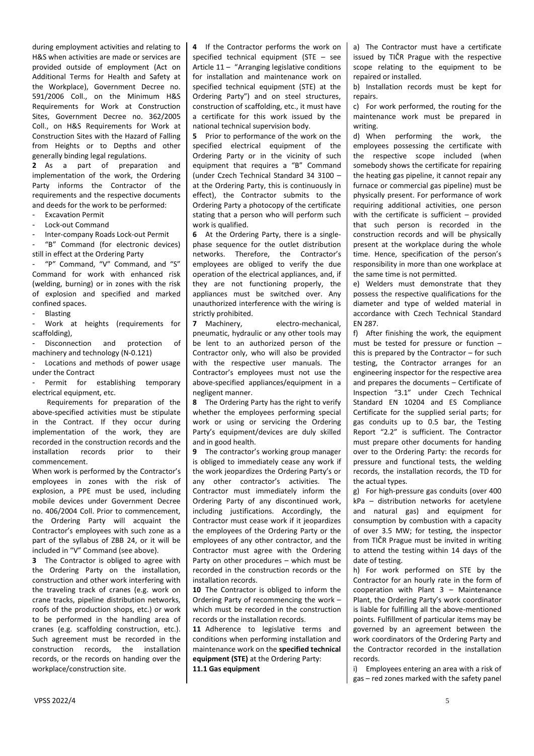during employment activities and relating to H&S when activities are made or services are provided outside of employment (Act on Additional Terms for Health and Safety at the Workplace), Government Decree no. 591/2006 Coll., on the Minimum H&S Requirements for Work at Construction Sites, Government Decree no. 362/2005 Coll., on H&S Requirements for Work at Construction Sites with the Hazard of Falling from Heights or to Depths and other generally binding legal regulations.

**2** As a part of preparation and implementation of the work, the Ordering Party informs the Contractor of the requirements and the respective documents and deeds for the work to be performed:

- Excavation Permit
- Lock-out Command
- Inter-company Roads Lock-out Permit
- "B" Command (for electronic devices) still in effect at the Ordering Party
- "P" Command, "V" Command, and "S" Command for work with enhanced risk (welding, burning) or in zones with the risk of explosion and specified and marked confined spaces.
- Blasting
- Work at heights (requirements for scaffolding),
- Disconnection and protection of machinery and technology (N-0.121)
- Locations and methods of power usage under the Contract
- Permit for establishing temporary electrical equipment, etc.

Requirements for preparation of the above-specified activities must be stipulate in the Contract. If they occur during implementation of the work, they are recorded in the construction records and the installation records prior to their commencement.

When work is performed by the Contractor's employees in zones with the risk of explosion, a PPE must be used, including mobile devices under Government Decree no. 406/2004 Coll. Prior to commencement, the Ordering Party will acquaint the Contractor's employees with such zone as a part of the syllabus of ZBB 24, or it will be included in "V" Command (see above).

**3** The Contractor is obliged to agree with the Ordering Party on the installation, construction and other work interfering with the traveling track of cranes (e.g. work on crane tracks, pipeline distribution networks, roofs of the production shops, etc.) or work to be performed in the handling area of cranes (e.g. scaffolding construction, etc.). Such agreement must be recorded in the construction records, the installation records, or the records on handing over the workplace/construction site.

**4** If the Contractor performs the work on specified technical equipment (STE – see Article 11 – "Arranging legislative conditions for installation and maintenance work on specified technical equipment (STE) at the Ordering Party") and on steel structures, construction of scaffolding, etc., it must have a certificate for this work issued by the national technical supervision body.

**5** Prior to performance of the work on the specified electrical equipment of the Ordering Party or in the vicinity of such equipment that requires a "B" Command (under Czech Technical Standard 34 3100 – at the Ordering Party, this is continuously in effect), the Contractor submits to the Ordering Party a photocopy of the certificate stating that a person who will perform such work is qualified.

**6** At the Ordering Party, there is a single-phase sequence for the outlet distribution networks. Therefore, the Contractor's employees are obliged to verify the due operation of the electrical appliances, and, if they are not functioning properly, the appliances must be switched over. Any unauthorized interference with the wiring is strictly prohibited.

**7** Machinery, electro-mechanical, pneumatic, hydraulic or any other tools may be lent to an authorized person of the Contractor only, who will also be provided with the respective user manuals. The Contractor's employees must not use the above-specified appliances/equipment in a negligent manner.

**8** The Ordering Party has the right to verify whether the employees performing special work or using or servicing the Ordering Party's equipment/devices are duly skilled and in good health.

**9** The contractor's working group manager is obliged to immediately cease any work if the work jeopardizes the Ordering Party's or any other contractor's activities. The Contractor must immediately inform the Ordering Party of any discontinued work, including justifications. Accordingly, the Contractor must cease work if it jeopardizes the employees of the Ordering Party or the employees of any other contractor, and the Contractor must agree with the Ordering Party on other procedures – which must be recorded in the construction records or the installation records.

**10** The Contractor is obliged to inform the Ordering Party of recommencing the work – which must be recorded in the construction records or the installation records.

**11** Adherence to legislative terms and conditions when performing installation and maintenance work on the **specified technical equipment (STE)** at the Ordering Party:

**11.1 Gas equipment**

a) The Contractor must have a certificate issued by TIČR Prague with the respective scope relating to the equipment to be repaired or installed.

b) Installation records must be kept for repairs.

c) For work performed, the routing for the maintenance work must be prepared in writing.

d) When performing the work, the employees possessing the certificate with the respective scope included (when somebody shows the certificate for repairing the heating gas pipeline, it cannot repair any furnace or commercial gas pipeline) must be physically present. For performance of work requiring additional activities, one person with the certificate is sufficient – provided that such person is recorded in the construction records and will be physically present at the workplace during the whole time. Hence, specification of the person's responsibility in more than one workplace at the same time is not permitted.

e) Welders must demonstrate that they possess the respective qualifications for the diameter and type of welded material in accordance with Czech Technical Standard EN 287.

f) After finishing the work, the equipment must be tested for pressure or function – this is prepared by the Contractor – for such testing, the Contractor arranges for an engineering inspector for the respective area and prepares the documents – Certificate of Inspection "3.1" under Czech Technical Standard EN 10204 and ES Compliance Certificate for the supplied serial parts; for gas conduits up to 0.5 bar, the Testing Report "2.2" is sufficient. The Contractor must prepare other documents for handing over to the Ordering Party: the records for pressure and functional tests, the welding records, the installation records, the TD for the actual types.

g) For high-pressure gas conduits (over 400 kPa – distribution networks for acetylene and natural gas) and equipment for consumption by combustion with a capacity of over 3.5 MW; for testing, the inspector from TIČR Prague must be invited in writing to attend the testing within 14 days of the date of testing.

h) For work performed on STE by the Contractor for an hourly rate in the form of cooperation with Plant 3 – Maintenance Plant, the Ordering Party's work coordinator is liable for fulfilling all the above-mentioned points. Fulfillment of particular items may be governed by an agreement between the work coordinators of the Ordering Party and the Contractor recorded in the installation records.

i) Employees entering an area with a risk of gas – red zones marked with the safety panel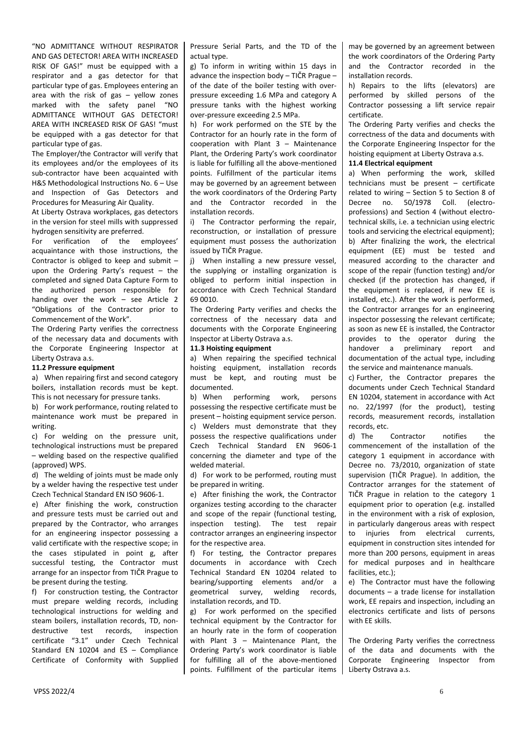"NO ADMITTANCE WITHOUT RESPIRATOR AND GAS DETECTOR! AREA WITH INCREASED RISK OF GAS!" must be equipped with a respirator and a gas detector for that particular type of gas. Employees entering an area with the risk of gas – yellow zones marked with the safety panel "NO ADMITTANCE WITHOUT GAS DETECTOR! AREA WITH INCREASED RISK OF GAS! "must be equipped with a gas detector for that particular type of gas.

The Employer/the Contractor will verify that its employees and/or the employees of its sub-contractor have been acquainted with H&S Methodological Instructions No. 6 – Use and Inspection of Gas Detectors and Procedures for Measuring Air Quality.

At Liberty Ostrava workplaces, gas detectors in the version for steel mills with suppressed hydrogen sensitivity are preferred.

For verification of the employees' acquaintance with those instructions, the Contractor is obliged to keep and submit – upon the Ordering Party's request – the completed and signed Data Capture Form to the authorized person responsible for handing over the work – see Article 2 "Obligations of the Contractor prior to Commencement of the Work".

The Ordering Party verifies the correctness of the necessary data and documents with the Corporate Engineering Inspector at Liberty Ostrava a.s.

**11.2 Pressure equipment**

a) When repairing first and second category boilers, installation records must be kept. This is not necessary for pressure tanks.

b) For work performance, routing related to maintenance work must be prepared in writing.

c) For welding on the pressure unit, technological instructions must be prepared – welding based on the respective qualified (approved) WPS.

d) The welding of joints must be made only by a welder having the respective test under Czech Technical Standard EN ISO 9606-1.

e) After finishing the work, construction and pressure tests must be carried out and prepared by the Contractor, who arranges for an engineering inspector possessing a valid certificate with the respective scope; in the cases stipulated in point g, after successful testing, the Contractor must arrange for an inspector from TIČR Prague to be present during the testing.

f) For construction testing, the Contractor must prepare welding records, including technological instructions for welding and steam boilers, installation records, TD, non-destructive test records, inspection certificate "3.1" under Czech Technical Standard EN 10204 and ES – Compliance Certificate of Conformity with Supplied Pressure Serial Parts, and the TD of the actual type.

g) To inform in writing within 15 days in advance the inspection body – TIČR Prague – of the date of the boiler testing with over-pressure exceeding 1.6 MPa and category A pressure tanks with the highest working over-pressure exceeding 2.5 MPa.

h) For work performed on the STE by the Contractor for an hourly rate in the form of cooperation with Plant 3 – Maintenance Plant, the Ordering Party's work coordinator is liable for fulfilling all the above-mentioned points. Fulfillment of the particular items may be governed by an agreement between the work coordinators of the Ordering Party and the Contractor recorded in the installation records.

i) The Contractor performing the repair, reconstruction, or installation of pressure equipment must possess the authorization issued by TIČR Prague.

j) When installing a new pressure vessel, the supplying or installing organization is obliged to perform initial inspection in accordance with Czech Technical Standard 69 0010.

The Ordering Party verifies and checks the correctness of the necessary data and documents with the Corporate Engineering Inspector at Liberty Ostrava a.s.

**11.3 Hoisting equipment**

a) When repairing the specified technical hoisting equipment, installation records must be kept, and routing must be documented.

b) When performing work, persons possessing the respective certificate must be present – hoisting equipment service person.

c) Welders must demonstrate that they possess the respective qualifications under Czech Technical Standard EN 9606-1 concerning the diameter and type of the welded material.

d) For work to be performed, routing must be prepared in writing.

e) After finishing the work, the Contractor organizes testing according to the character and scope of the repair (functional testing, inspection testing). The test repair contractor arranges an engineering inspector for the respective area.

f) For testing, the Contractor prepares documents in accordance with Czech Technical Standard EN 10204 related to bearing/supporting elements and/or a geometrical survey, welding records, installation records, and TD.

g) For work performed on the specified technical equipment by the Contractor for an hourly rate in the form of cooperation with Plant 3 – Maintenance Plant, the Ordering Party's work coordinator is liable for fulfilling all of the above-mentioned points. Fulfillment of the particular items may be governed by an agreement between the work coordinators of the Ordering Party and the Contractor recorded in the installation records.

h) Repairs to the lifts (elevators) are performed by skilled persons of the Contractor possessing a lift service repair certificate.

The Ordering Party verifies and checks the correctness of the data and documents with the Corporate Engineering Inspector for the hoisting equipment at Liberty Ostrava a.s.

**11.4 Electrical equipment**

a) When performing the work, skilled technicians must be present – certificate related to wiring – Section 5 to Section 8 of Decree no. 50/1978 Coll. (electro-professions) and Section 4 (without electro-technical skills, i.e. a technician using electric tools and servicing the electrical equipment);

b) After finalizing the work, the electrical equipment (EE) must be tested and measured according to the character and scope of the repair (function testing) and/or checked (if the protection has changed, if the equipment is replaced, if new EE is installed, etc.). After the work is performed, the Contractor arranges for an engineering inspector possessing the relevant certificate; as soon as new EE is installed, the Contractor provides to the operator during the handover a preliminary report and documentation of the actual type, including the service and maintenance manuals.

c) Further, the Contractor prepares the documents under Czech Technical Standard EN 10204, statement in accordance with Act no. 22/1997 (for the product), testing records, measurement records, installation records, etc.

d) The Contractor notifies the commencement of the installation of the category 1 equipment in accordance with Decree no. 73/2010, organization of state supervision (TIČR Prague). In addition, the Contractor arranges for the statement of TIČR Prague in relation to the category 1 equipment prior to operation (e.g. installed in the environment with a risk of explosion, in particularly dangerous areas with respect to injuries from electrical currents, equipment in construction sites intended for more than 200 persons, equipment in areas for medical purposes and in healthcare facilities, etc.);

e) The Contractor must have the following documents – a trade license for installation work, EE repairs and inspection, including an electronics certificate and lists of persons with EE skills.

The Ordering Party verifies the correctness of the data and documents with the Corporate Engineering Inspector from Liberty Ostrava a.s.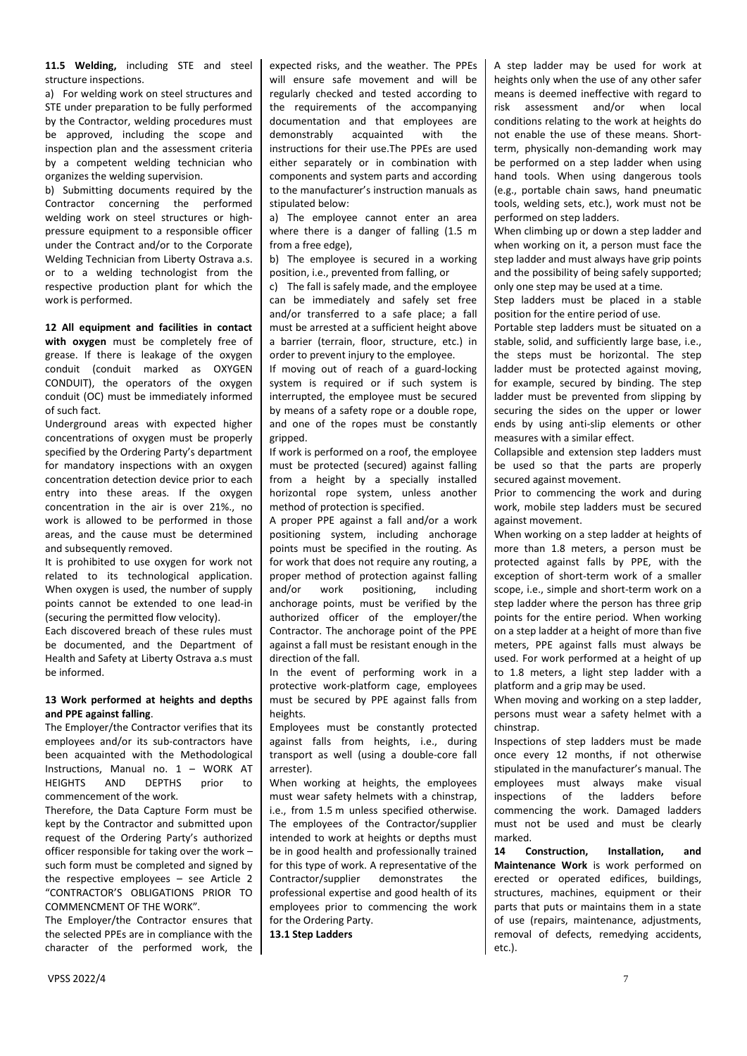**11.5 Welding,** including STE and steel structure inspections.

a) For welding work on steel structures and STE under preparation to be fully performed by the Contractor, welding procedures must be approved, including the scope and inspection plan and the assessment criteria by a competent welding technician who organizes the welding supervision.

b) Submitting documents required by the Contractor concerning the performed welding work on steel structures or high-pressure equipment to a responsible officer under the Contract and/or to the Corporate Welding Technician from Liberty Ostrava a.s. or to a welding technologist from the respective production plant for which the work is performed.

**12 All equipment and facilities in contact with oxygen** must be completely free of grease. If there is leakage of the oxygen conduit (conduit marked as OXYGEN CONDUIT), the operators of the oxygen conduit (OC) must be immediately informed of such fact.

Underground areas with expected higher concentrations of oxygen must be properly specified by the Ordering Party's department for mandatory inspections with an oxygen concentration detection device prior to each entry into these areas. If the oxygen concentration in the air is over 21%., no work is allowed to be performed in those areas, and the cause must be determined and subsequently removed.

It is prohibited to use oxygen for work not related to its technological application. When oxygen is used, the number of supply points cannot be extended to one lead-in (securing the permitted flow velocity).

Each discovered breach of these rules must be documented, and the Department of Health and Safety at Liberty Ostrava a.s must be informed.

**13 Work performed at heights and depths and PPE against falling**.

The Employer/the Contractor verifies that its employees and/or its sub-contractors have been acquainted with the Methodological Instructions, Manual no. 1 – WORK AT HEIGHTS AND DEPTHS prior to commencement of the work.

Therefore, the Data Capture Form must be kept by the Contractor and submitted upon request of the Ordering Party's authorized officer responsible for taking over the work – such form must be completed and signed by the respective employees – see Article 2 "CONTRACTOR'S OBLIGATIONS PRIOR TO COMMENCMENT OF THE WORK".

The Employer/the Contractor ensures that the selected PPEs are in compliance with the character of the performed work, the expected risks, and the weather. The PPEs will ensure safe movement and will be regularly checked and tested according to the requirements of the accompanying documentation and that employees are demonstrably acquainted with the instructions for their use.The PPEs are used either separately or in combination with components and system parts and according to the manufacturer's instruction manuals as stipulated below:

a) The employee cannot enter an area where there is a danger of falling (1.5 m from a free edge),

b) The employee is secured in a working position, i.e., prevented from falling, or

c) The fall is safely made, and the employee can be immediately and safely set free and/or transferred to a safe place; a fall must be arrested at a sufficient height above a barrier (terrain, floor, structure, etc.) in order to prevent injury to the employee.

If moving out of reach of a guard-locking system is required or if such system is interrupted, the employee must be secured by means of a safety rope or a double rope, and one of the ropes must be constantly gripped.

If work is performed on a roof, the employee must be protected (secured) against falling from a height by a specially installed horizontal rope system, unless another method of protection is specified.

A proper PPE against a fall and/or a work positioning system, including anchorage points must be specified in the routing. As for work that does not require any routing, a proper method of protection against falling and/or work positioning, including anchorage points, must be verified by the authorized officer of the employer/the Contractor. The anchorage point of the PPE against a fall must be resistant enough in the direction of the fall.

In the event of performing work in a protective work-platform cage, employees must be secured by PPE against falls from heights.

Employees must be constantly protected against falls from heights, i.e., during transport as well (using a double-core fall arrester).

When working at heights, the employees must wear safety helmets with a chinstrap, i.e., from 1.5 m unless specified otherwise. The employees of the Contractor/supplier intended to work at heights or depths must be in good health and professionally trained for this type of work. A representative of the Contractor/supplier demonstrates the professional expertise and good health of its employees prior to commencing the work for the Ordering Party.

**13.1 Step Ladders**

A step ladder may be used for work at heights only when the use of any other safer means is deemed ineffective with regard to risk assessment and/or when local conditions relating to the work at heights do not enable the use of these means. Short-term, physically non-demanding work may be performed on a step ladder when using hand tools. When using dangerous tools (e.g., portable chain saws, hand pneumatic tools, welding sets, etc.), work must not be performed on step ladders.

When climbing up or down a step ladder and when working on it, a person must face the step ladder and must always have grip points and the possibility of being safely supported; only one step may be used at a time.

Step ladders must be placed in a stable position for the entire period of use.

Portable step ladders must be situated on a stable, solid, and sufficiently large base, i.e., the steps must be horizontal. The step ladder must be protected against moving, for example, secured by binding. The step ladder must be prevented from slipping by securing the sides on the upper or lower ends by using anti-slip elements or other measures with a similar effect.

Collapsible and extension step ladders must be used so that the parts are properly secured against movement.

Prior to commencing the work and during work, mobile step ladders must be secured against movement.

When working on a step ladder at heights of more than 1.8 meters, a person must be protected against falls by PPE, with the exception of short-term work of a smaller scope, i.e., simple and short-term work on a step ladder where the person has three grip points for the entire period. When working on a step ladder at a height of more than five meters, PPE against falls must always be used. For work performed at a height of up to 1.8 meters, a light step ladder with a platform and a grip may be used.

When moving and working on a step ladder, persons must wear a safety helmet with a chinstrap.

Inspections of step ladders must be made once every 12 months, if not otherwise stipulated in the manufacturer's manual. The employees must always make visual inspections of the ladders before commencing the work. Damaged ladders must not be used and must be clearly marked.

**14 Construction, Installation, and Maintenance Work** is work performed on erected or operated edifices, buildings, structures, machines, equipment or their parts that puts or maintains them in a state of use (repairs, maintenance, adjustments, removal of defects, remedying accidents, etc.).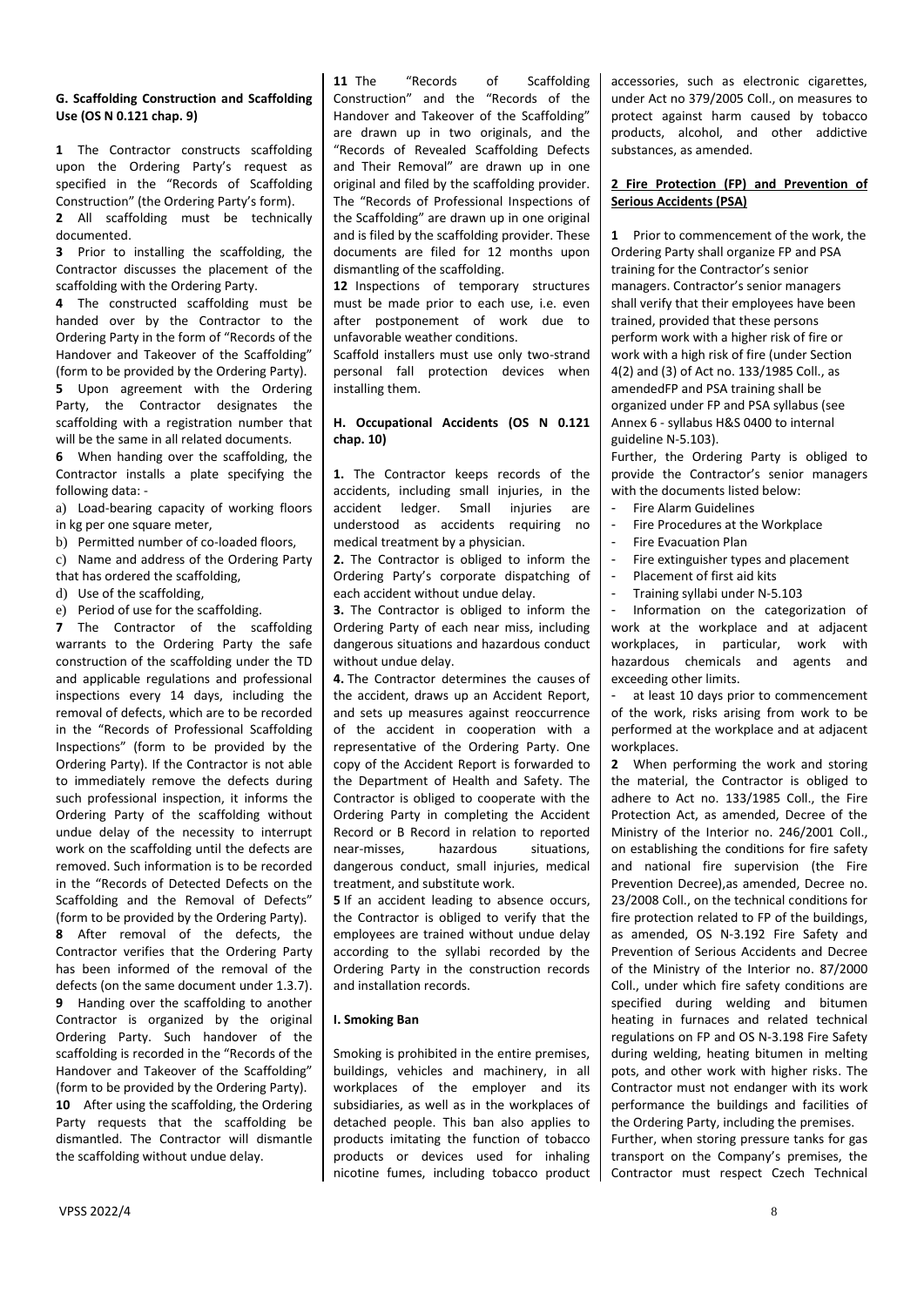**G. Scaffolding Construction and Scaffolding Use (OS N 0.121 chap. 9)**

**1** The Contractor constructs scaffolding upon the Ordering Party's request as specified in the "Records of Scaffolding Construction" (the Ordering Party's form).

**2** All scaffolding must be technically documented.

**3** Prior to installing the scaffolding, the Contractor discusses the placement of the scaffolding with the Ordering Party.

**4** The constructed scaffolding must be handed over by the Contractor to the Ordering Party in the form of "Records of the Handover and Takeover of the Scaffolding" (form to be provided by the Ordering Party).

**5** Upon agreement with the Ordering Party, the Contractor designates the scaffolding with a registration number that will be the same in all related documents.

**6** When handing over the scaffolding, the Contractor installs a plate specifying the following data: -

a) Load-bearing capacity of working floors in kg per one square meter,

b) Permitted number of co-loaded floors,

c) Name and address of the Ordering Party that has ordered the scaffolding,

d) Use of the scaffolding,

e) Period of use for the scaffolding.

**7** The Contractor of the scaffolding warrants to the Ordering Party the safe construction of the scaffolding under the TD and applicable regulations and professional inspections every 14 days, including the removal of defects, which are to be recorded in the "Records of Professional Scaffolding Inspections" (form to be provided by the Ordering Party). If the Contractor is not able to immediately remove the defects during such professional inspection, it informs the Ordering Party of the scaffolding without undue delay of the necessity to interrupt work on the scaffolding until the defects are removed. Such information is to be recorded in the "Records of Detected Defects on the Scaffolding and the Removal of Defects" (form to be provided by the Ordering Party).

**8** After removal of the defects, the Contractor verifies that the Ordering Party has been informed of the removal of the defects (on the same document under 1.3.7).

**9** Handing over the scaffolding to another Contractor is organized by the original Ordering Party. Such handover of the scaffolding is recorded in the "Records of the Handover and Takeover of the Scaffolding" (form to be provided by the Ordering Party).

**10** After using the scaffolding, the Ordering Party requests that the scaffolding be dismantled. The Contractor will dismantle the scaffolding without undue delay.

**11** The "Records of Scaffolding Construction" and the "Records of the Handover and Takeover of the Scaffolding" are drawn up in two originals, and the "Records of Revealed Scaffolding Defects and Their Removal" are drawn up in one original and filed by the scaffolding provider. The "Records of Professional Inspections of the Scaffolding" are drawn up in one original and is filed by the scaffolding provider. These documents are filed for 12 months upon dismantling of the scaffolding.

**12** Inspections of temporary structures must be made prior to each use, i.e. even after postponement of work due to unfavorable weather conditions.

Scaffold installers must use only two-strand personal fall protection devices when installing them.

**H. Occupational Accidents (OS N 0.121 chap. 10)**

**1.** The Contractor keeps records of the accidents, including small injuries, in the accident ledger. Small injuries are understood as accidents requiring no medical treatment by a physician.

**2.** The Contractor is obliged to inform the Ordering Party's corporate dispatching of each accident without undue delay.

**3.** The Contractor is obliged to inform the Ordering Party of each near miss, including dangerous situations and hazardous conduct without undue delay.

**4.** The Contractor determines the causes of the accident, draws up an Accident Report, and sets up measures against reoccurrence of the accident in cooperation with a representative of the Ordering Party. One copy of the Accident Report is forwarded to the Department of Health and Safety. The Contractor is obliged to cooperate with the Ordering Party in completing the Accident Record or B Record in relation to reported near-misses, hazardous situations, dangerous conduct, small injuries, medical treatment, and substitute work.

**5** If an accident leading to absence occurs, the Contractor is obliged to verify that the employees are trained without undue delay according to the syllabi recorded by the Ordering Party in the construction records and installation records.

**I. Smoking Ban**

Smoking is prohibited in the entire premises, buildings, vehicles and machinery, in all workplaces of the employer and its subsidiaries, as well as in the workplaces of detached people. This ban also applies to products imitating the function of tobacco products or devices used for inhaling nicotine fumes, including tobacco product accessories, such as electronic cigarettes, under Act no 379/2005 Coll., on measures to protect against harm caused by tobacco products, alcohol, and other addictive substances, as amended.

**2 Fire Protection (FP) and Prevention of Serious Accidents (PSA)**

**1** Prior to commencement of the work, the Ordering Party shall organize FP and PSA training for the Contractor's senior managers. Contractor's senior managers shall verify that their employees have been trained, provided that these persons perform work with a higher risk of fire or work with a high risk of fire (under Section 4(2) and (3) of Act no. 133/1985 Coll., as amendedFP and PSA training shall be organized under FP and PSA syllabus (see Annex 6 - syllabus H&S 0400 to internal guideline N-5.103).

Further, the Ordering Party is obliged to provide the Contractor's senior managers with the documents listed below:

- Fire Alarm Guidelines
- Fire Procedures at the Workplace
- Fire Evacuation Plan
- Fire extinguisher types and placement
- Placement of first aid kits
- Training syllabi under N-5.103
- Information on the categorization of work at the workplace and at adjacent workplaces, in particular, work with hazardous chemicals and agents and exceeding other limits.
- at least 10 days prior to commencement of the work, risks arising from work to be performed at the workplace and at adjacent workplaces.

**2** When performing the work and storing the material, the Contractor is obliged to adhere to Act no. 133/1985 Coll., the Fire Protection Act, as amended, Decree of the Ministry of the Interior no. 246/2001 Coll., on establishing the conditions for fire safety and national fire supervision (the Fire Prevention Decree),as amended, Decree no. 23/2008 Coll., on the technical conditions for fire protection related to FP of the buildings, as amended, OS N-3.192 Fire Safety and Prevention of Serious Accidents and Decree of the Ministry of the Interior no. 87/2000 Coll., under which fire safety conditions are specified during welding and bitumen heating in furnaces and related technical regulations on FP and OS N-3.198 Fire Safety during welding, heating bitumen in melting pots, and other work with higher risks. The Contractor must not endanger with its work performance the buildings and facilities of the Ordering Party, including the premises.

Further, when storing pressure tanks for gas transport on the Company's premises, the Contractor must respect Czech Technical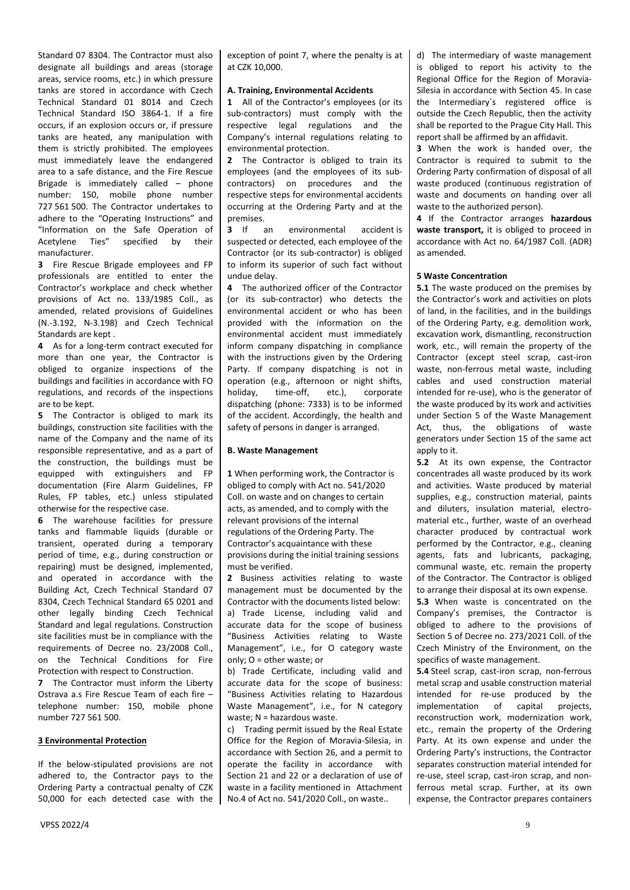Standard 07 8304. The Contractor must also designate all buildings and areas (storage areas, service rooms, etc.) in which pressure tanks are stored in accordance with Czech Technical Standard 01 8014 and Czech Technical Standard ISO 3864-1. If a fire occurs, if an explosion occurs or, if pressure tanks are heated, any manipulation with them is strictly prohibited. The employees must immediately leave the endangered area to a safe distance, and the Fire Rescue Brigade is immediately called – phone number: 150, mobile phone number 727 561 500. The Contractor undertakes to adhere to the "Operating Instructions" and "Information on the Safe Operation of Acetylene Ties" specified by their manufacturer.

**3** Fire Rescue Brigade employees and FP professionals are entitled to enter the Contractor's workplace and check whether provisions of Act no. 133/1985 Coll., as amended, related provisions of Guidelines (N.-3.192, N-3.198) and Czech Technical Standards are kept .

**4** As for a long-term contract executed for more than one year, the Contractor is obliged to organize inspections of the buildings and facilities in accordance with FO regulations, and records of the inspections are to be kept.

**5** The Contractor is obliged to mark its buildings, construction site facilities with the name of the Company and the name of its responsible representative, and as a part of the construction, the buildings must be equipped with extinguishers and FP documentation (Fire Alarm Guidelines, FP Rules, FP tables, etc.) unless stipulated otherwise for the respective case.

**6** The warehouse facilities for pressure tanks and flammable liquids (durable or transient, operated during a temporary period of time, e.g., during construction or repairing) must be designed, implemented, and operated in accordance with the Building Act, Czech Technical Standard 07 8304, Czech Technical Standard 65 0201 and other legally binding Czech Technical Standard and legal regulations. Construction site facilities must be in compliance with the requirements of Decree no. 23/2008 Coll., on the Technical Conditions for Fire Protection with respect to Construction.

**7** The Contractor must inform the Liberty Ostrava a.s Fire Rescue Team of each fire – telephone number: 150, mobile phone number 727 561 500.

## 3 Environmental Protection

If the below-stipulated provisions are not adhered to, the Contractor pays to the Ordering Party a contractual penalty of CZK 50,000 for each detected case with the exception of point 7, where the penalty is at at CZK 10,000.

### A. Training, Environmental Accidents

**1** All of the Contractor's employees (or its sub-contractors) must comply with the respective legal regulations and the Company's internal regulations relating to environmental protection.

**2** The Contractor is obliged to train its employees (and the employees of its sub-contractors) on procedures and the respective steps for environmental accidents occurring at the Ordering Party and at the premises.

**3** If an environmental accident is suspected or detected, each employee of the Contractor (or its sub-contractor) is obliged to inform its superior of such fact without undue delay.

**4** The authorized officer of the Contractor (or its sub-contractor) who detects the environmental accident or who has been provided with the information on the environmental accident must immediately inform company dispatching in compliance with the instructions given by the Ordering Party. If company dispatching is not in operation (e.g., afternoon or night shifts, holiday, time-off, etc.), corporate dispatching (phone: 7333) is to be informed of the accident. Accordingly, the health and safety of persons in danger is arranged.

### B. Waste Management

**1** When performing work, the Contractor is obliged to comply with Act no. 541/2020 Coll. on waste and on changes to certain acts, as amended, and to comply with the relevant provisions of the internal regulations of the Ordering Party. The Contractor's acquaintance with these provisions during the initial training sessions must be verified.

**2** Business activities relating to waste management must be documented by the Contractor with the documents listed below:

a) Trade License, including valid and accurate data for the scope of business "Business Activities relating to Waste Management", i.e., for O category waste only; O = other waste; or

b) Trade Certificate, including valid and accurate data for the scope of business: "Business Activities relating to Hazardous Waste Management", i.e., for N category waste; N = hazardous waste.

c) Trading permit issued by the Real Estate Office for the Region of Moravia-Silesia, in accordance with Section 26, and a permit to operate the facility in accordance with Section 21 and 22 or a declaration of use of waste in a facility mentioned in Attachment No.4 of Act no. 541/2020 Coll., on waste..

d) The intermediary of waste management is obliged to report his activity to the Regional Office for the Region of Moravia-Silesia in accordance with Section 45. In case the Intermediary´s registered office is outside the Czech Republic, then the activity shall be reported to the Prague City Hall. This report shall be affirmed by an affidavit.

**3** When the work is handed over, the Contractor is required to submit to the Ordering Party confirmation of disposal of all waste produced (continuous registration of waste and documents on handing over all waste to the authorized person).

**4** If the Contractor arranges **hazardous waste transport,** it is obliged to proceed in accordance with Act no. 64/1987 Coll. (ADR) as amended.

### 5 Waste Concentration

**5.1** The waste produced on the premises by the Contractor's work and activities on plots of land, in the facilities, and in the buildings of the Ordering Party, e.g. demolition work, excavation work, dismantling, reconstruction work, etc., will remain the property of the Contractor (except steel scrap, cast-iron waste, non-ferrous metal waste, including cables and used construction material intended for re-use), who is the generator of the waste produced by its work and activities under Section 5 of the Waste Management Act, thus, the obligations of waste generators under Section 15 of the same act apply to it.

**5.2** At its own expense, the Contractor concentrades all waste produced by its work and activities. Waste produced by material supplies, e.g., construction material, paints and diluters, insulation material, electro-material etc., further, waste of an overhead character produced by contractual work performed by the Contractor, e.g., cleaning agents, fats and lubricants, packaging, communal waste, etc. remain the property of the Contractor. The Contractor is obliged to arrange their disposal at its own expense.

**5.3** When waste is concentrated on the Company's premises, the Contractor is obliged to adhere to the provisions of Section 5 of Decree no. 273/2021 Coll. of the Czech Ministry of the Environment, on the specifics of waste management.

**5.4** Steel scrap, cast-iron scrap, non-ferrous metal scrap and usable construction material intended for re-use produced by the implementation of capital projects, reconstruction work, modernization work, etc., remain the property of the Ordering Party. At its own expense and under the Ordering Party's instructions, the Contractor separates construction material intended for re-use, steel scrap, cast-iron scrap, and non-ferrous metal scrap. Further, at its own expense, the Contractor prepares containers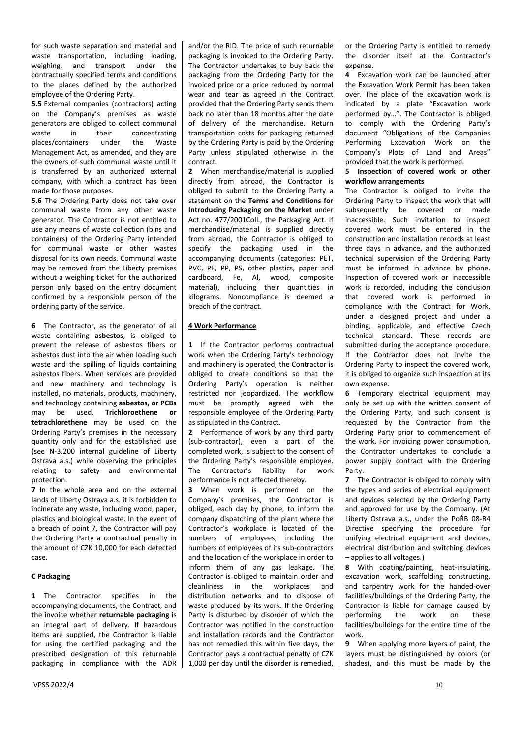for such waste separation and material and waste transportation, including loading, weighing, and transport under the contractually specified terms and conditions to the places defined by the authorized employee of the Ordering Party.

**5.5** External companies (contractors) acting on the Company's premises as waste generators are obliged to collect communal waste in their concentrating places/containers under the Waste Management Act, as amended, and they are the owners of such communal waste until it is transferred by an authorized external company, with which a contract has been made for those purposes.

**5.6** The Ordering Party does not take over communal waste from any other waste generator. The Contractor is not entitled to use any means of waste collection (bins and containers) of the Ordering Party intended for communal waste or other wastes disposal for its own needs. Communal waste may be removed from the Liberty premises without a weighing ticket for the authorized person only based on the entry document confirmed by a responsible person of the ordering party of the service.

**6** The Contractor, as the generator of all waste containing **asbestos**, is obliged to prevent the release of asbestos fibers or asbestos dust into the air when loading such waste and the spilling of liquids containing asbestos fibers. When services are provided and new machinery and technology is installed, no materials, products, machinery, and technology containing **asbestos, or PCBs** may be used. **Trichloroethene or tetrachlorethene** may be used on the Ordering Party's premises in the necessary quantity only and for the established use (see N-3.200 internal guideline of Liberty Ostrava a.s.) while observing the principles relating to safety and environmental protection.

**7** In the whole area and on the external lands of Liberty Ostrava a.s. it is forbidden to incinerate any waste, including wood, paper, plastics and biological waste. In the event of a breach of point 7, the Contractor will pay the Ordering Party a contractual penalty in the amount of CZK 10,000 for each detected case.

### C Packaging

**1** The Contractor specifies in the accompanying documents, the Contract, and the invoice whether **returnable packaging** is an integral part of delivery. If hazardous items are supplied, the Contractor is liable for using the certified packaging and the prescribed designation of this returnable packaging in compliance with the ADR and/or the RID. The price of such returnable packaging is invoiced to the Ordering Party. The Contractor undertakes to buy back the packaging from the Ordering Party for the invoiced price or a price reduced by normal wear and tear as agreed in the Contract provided that the Ordering Party sends them back no later than 18 months after the date of delivery of the merchandise. Return transportation costs for packaging returned by the Ordering Party is paid by the Ordering Party unless stipulated otherwise in the contract.

**2** When merchandise/material is supplied directly from abroad, the Contractor is obliged to submit to the Ordering Party a statement on the **Terms and Conditions for Introducing Packaging on the Market** under Act no. 477/2001Coll., the Packaging Act. If merchandise/material is supplied directly from abroad, the Contractor is obliged to specify the packaging used in the accompanying documents (categories: PET, PVC, PE, PP, PS, other plastics, paper and cardboard, Fe, Al, wood, composite material), including their quantities in kilograms. Noncompliance is deemed a breach of the contract.

## 4 Work Performance

**1** If the Contractor performs contractual work when the Ordering Party's technology and machinery is operated, the Contractor is obliged to create conditions so that the Ordering Party's operation is neither restricted nor jeopardized. The workflow must be promptly agreed with the responsible employee of the Ordering Party as stipulated in the Contract.

**2** Performance of work by any third party (sub-contractor), even a part of the completed work, is subject to the consent of the Ordering Party's responsible employee. The Contractor's liability for work performance is not affected thereby.

**3** When work is performed on the Company's premises, the Contractor is obliged, each day by phone, to inform the company dispatching of the plant where the Contractor's workplace is located of the numbers of employees, including the numbers of employees of its sub-contractors and the location of the workplace in order to inform them of any gas leakage. The Contractor is obliged to maintain order and cleanliness in the workplaces and distribution networks and to dispose of waste produced by its work. If the Ordering Party is disturbed by disorder of which the Contractor was notified in the construction and installation records and the Contractor has not remedied this within five days, the Contractor pays a contractual penalty of CZK 1,000 per day until the disorder is remedied, or the Ordering Party is entitled to remedy the disorder itself at the Contractor's expense.

**4** Excavation work can be launched after the Excavation Work Permit has been taken over. The place of the excavation work is indicated by a plate "Excavation work performed by…". The Contractor is obliged to comply with the Ordering Party's document "Obligations of the Companies Performing Excavation Work on the Company's Plots of Land and Areas" provided that the work is performed.

**5 Inspection of covered work or other workflow arrangements**

The Contractor is obliged to invite the Ordering Party to inspect the work that will subsequently be covered or made inaccessible. Such invitation to inspect covered work must be entered in the construction and installation records at least three days in advance, and the authorized technical supervision of the Ordering Party must be informed in advance by phone. Inspection of covered work or inaccessible work is recorded, including the conclusion that covered work is performed in compliance with the Contract for Work, under a designed project and under a binding, applicable, and effective Czech technical standard. These records are submitted during the acceptance procedure. If the Contractor does not invite the Ordering Party to inspect the covered work, it is obliged to organize such inspection at its own expense.

**6** Temporary electrical equipment may only be set up with the written consent of the Ordering Party, and such consent is requested by the Contractor from the Ordering Party prior to commencement of the work. For invoicing power consumption, the Contractor undertakes to conclude a power supply contract with the Ordering Party.

**7** The Contractor is obliged to comply with the types and series of electrical equipment and devices selected by the Ordering Party and approved for use by the Company. (At Liberty Ostrava a.s., under the PoŘB 08-B4 Directive specifying the procedure for unifying electrical equipment and devices, electrical distribution and switching devices – applies to all voltages.)

**8** With coating/painting, heat-insulating, excavation work, scaffolding constructing, and carpentry work for the handed-over facilities/buildings of the Ordering Party, the Contractor is liable for damage caused by performing the work on these facilities/buildings for the entire time of the work.

**9** When applying more layers of paint, the layers must be distinguished by colors (or shades), and this must be made by the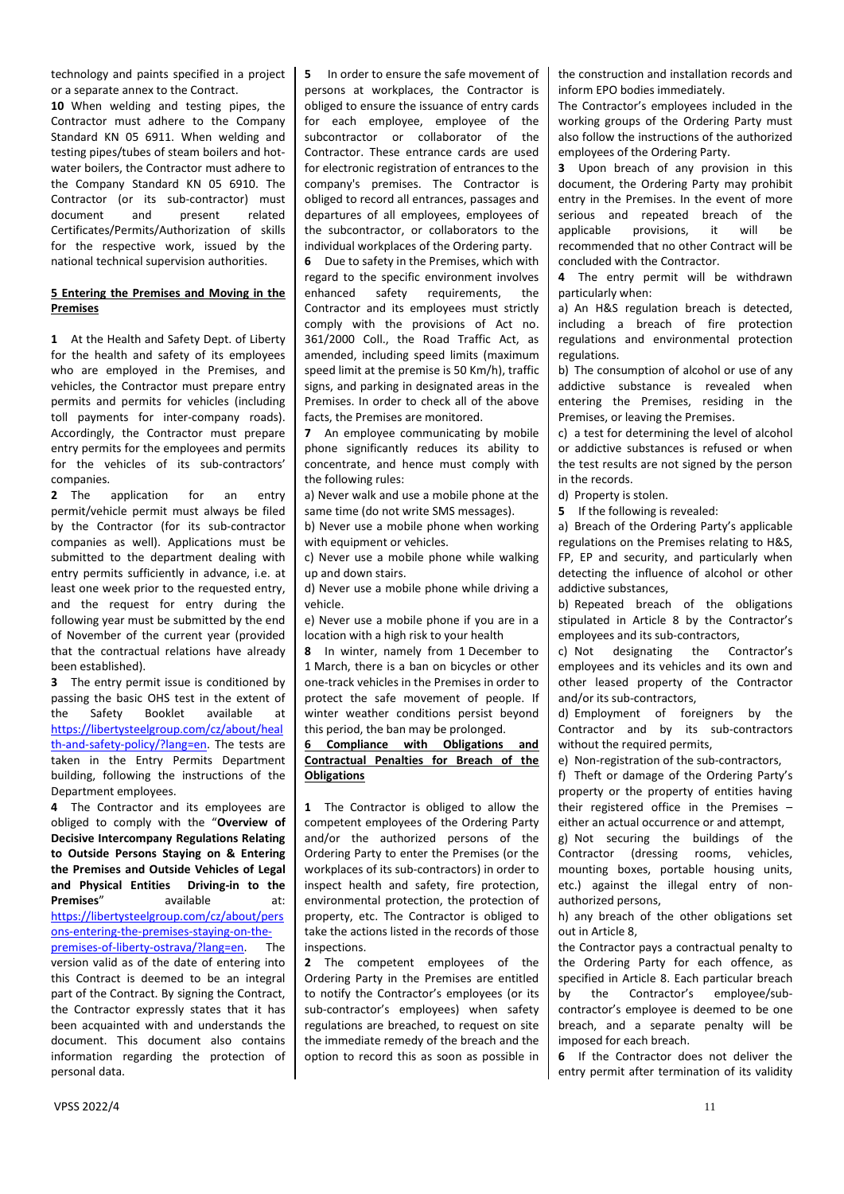technology and paints specified in a project or a separate annex to the Contract.

**10** When welding and testing pipes, the Contractor must adhere to the Company Standard KN 05 6911. When welding and testing pipes/tubes of steam boilers and hot-water boilers, the Contractor must adhere to the Company Standard KN 05 6910. The Contractor (or its sub-contractor) must document and present related Certificates/Permits/Authorization of skills for the respective work, issued by the national technical supervision authorities.

## 5 Entering the Premises and Moving in the Premises

**1** At the Health and Safety Dept. of Liberty for the health and safety of its employees who are employed in the Premises, and vehicles, the Contractor must prepare entry permits and permits for vehicles (including toll payments for inter-company roads). Accordingly, the Contractor must prepare entry permits for the employees and permits for the vehicles of its sub-contractors' companies.

**2** The application for an entry permit/vehicle permit must always be filed by the Contractor (for its sub-contractor companies as well). Applications must be submitted to the department dealing with entry permits sufficiently in advance, i.e. at least one week prior to the requested entry, and the request for entry during the following year must be submitted by the end of November of the current year (provided that the contractual relations have already been established).

**3** The entry permit issue is conditioned by passing the basic OHS test in the extent of the Safety Booklet available at https://libertysteelgroup.com/cz/about/health-and-safety-policy/?lang=en. The tests are taken in the Entry Permits Department building, following the instructions of the Department employees.

**4** The Contractor and its employees are obliged to comply with the "**Overview of Decisive Intercompany Regulations Relating to Outside Persons Staying on & Entering the Premises and Outside Vehicles of Legal and Physical Entities Driving-in to the Premises**" available at: https://libertysteelgroup.com/cz/about/persons-entering-the-premises-staying-on-the-premises-of-liberty-ostrava/?lang=en. The version valid as of the date of entering into this Contract is deemed to be an integral part of the Contract. By signing the Contract, the Contractor expressly states that it has been acquainted with and understands the document. This document also contains information regarding the protection of personal data.

**5** In order to ensure the safe movement of persons at workplaces, the Contractor is obliged to ensure the issuance of entry cards for each employee, employee of the subcontractor or collaborator of the Contractor. These entrance cards are used for electronic registration of entrances to the company's premises. The Contractor is obliged to record all entrances, passages and departures of all employees, employees of the subcontractor, or collaborators to the individual workplaces of the Ordering party.

**6** Due to safety in the Premises, which with regard to the specific environment involves enhanced safety requirements, the Contractor and its employees must strictly comply with the provisions of Act no. 361/2000 Coll., the Road Traffic Act, as amended, including speed limits (maximum speed limit at the premise is 50 Km/h), traffic signs, and parking in designated areas in the Premises. In order to check all of the above facts, the Premises are monitored.

**7** An employee communicating by mobile phone significantly reduces its ability to concentrate, and hence must comply with the following rules:

a) Never walk and use a mobile phone at the same time (do not write SMS messages).

b) Never use a mobile phone when working with equipment or vehicles.

c) Never use a mobile phone while walking up and down stairs.

d) Never use a mobile phone while driving a vehicle.

e) Never use a mobile phone if you are in a location with a high risk to your health

**8** In winter, namely from 1 December to 1 March, there is a ban on bicycles or other one-track vehicles in the Premises in order to protect the safe movement of people. If winter weather conditions persist beyond this period, the ban may be prolonged.

## 6 Compliance with Obligations and Contractual Penalties for Breach of the Obligations

**1** The Contractor is obliged to allow the competent employees of the Ordering Party and/or the authorized persons of the Ordering Party to enter the Premises (or the workplaces of its sub-contractors) in order to inspect health and safety, fire protection, environmental protection, the protection of property, etc. The Contractor is obliged to take the actions listed in the records of those inspections.

**2** The competent employees of the Ordering Party in the Premises are entitled to notify the Contractor's employees (or its sub-contractor's employees) when safety regulations are breached, to request on site the immediate remedy of the breach and the option to record this as soon as possible in the construction and installation records and inform EPO bodies immediately.

The Contractor's employees included in the working groups of the Ordering Party must also follow the instructions of the authorized employees of the Ordering Party.

**3** Upon breach of any provision in this document, the Ordering Party may prohibit entry in the Premises. In the event of more serious and repeated breach of the applicable provisions, it will be recommended that no other Contract will be concluded with the Contractor.

**4** The entry permit will be withdrawn particularly when:

a) An H&S regulation breach is detected, including a breach of fire protection regulations and environmental protection regulations.

b) The consumption of alcohol or use of any addictive substance is revealed when entering the Premises, residing in the Premises, or leaving the Premises.

c) a test for determining the level of alcohol or addictive substances is refused or when the test results are not signed by the person in the records.

d) Property is stolen.

**5** If the following is revealed:

a) Breach of the Ordering Party's applicable regulations on the Premises relating to H&S, FP, EP and security, and particularly when detecting the influence of alcohol or other addictive substances,

b) Repeated breach of the obligations stipulated in Article 8 by the Contractor's employees and its sub-contractors,

c) Not designating the Contractor's employees and its vehicles and its own and other leased property of the Contractor and/or its sub-contractors,

d) Employment of foreigners by the Contractor and by its sub-contractors without the required permits,

e) Non-registration of the sub-contractors,

f) Theft or damage of the Ordering Party's property or the property of entities having their registered office in the Premises – either an actual occurrence or and attempt,

g) Not securing the buildings of the Contractor (dressing rooms, vehicles, mounting boxes, portable housing units, etc.) against the illegal entry of non-authorized persons,

h) any breach of the other obligations set out in Article 8,

the Contractor pays a contractual penalty to the Ordering Party for each offence, as specified in Article 8. Each particular breach by the Contractor's employee/sub-contractor's employee is deemed to be one breach, and a separate penalty will be imposed for each breach.

**6** If the Contractor does not deliver the entry permit after termination of its validity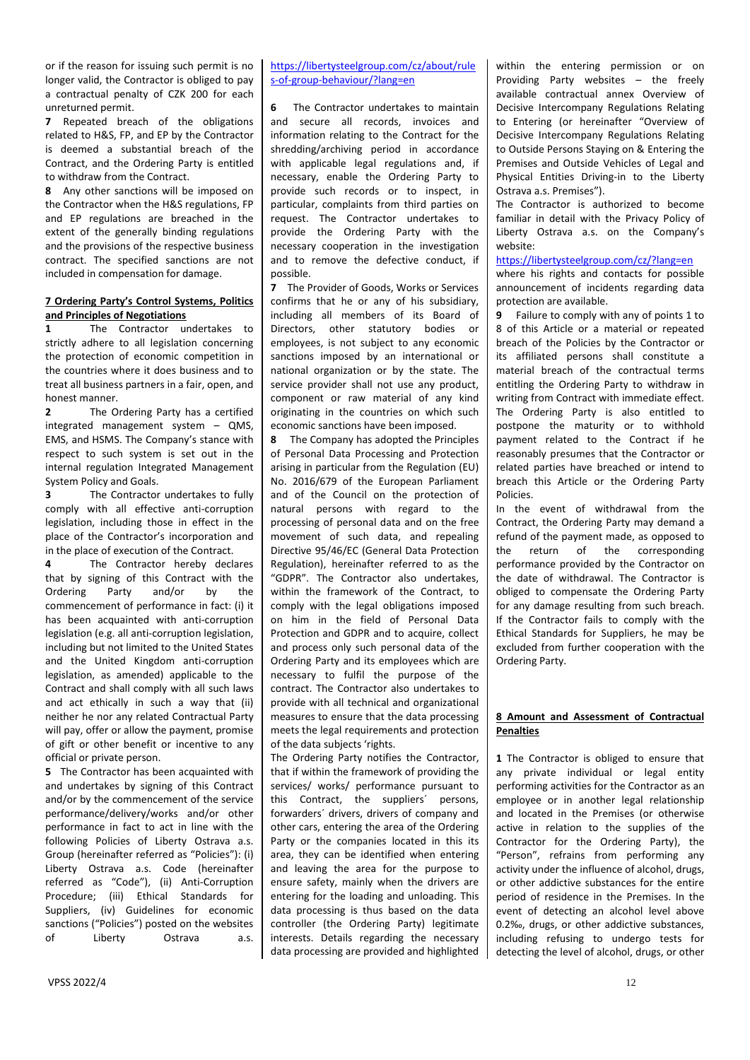or if the reason for issuing such permit is no longer valid, the Contractor is obliged to pay a contractual penalty of CZK 200 for each unreturned permit.

**7** Repeated breach of the obligations related to H&S, FP, and EP by the Contractor is deemed a substantial breach of the Contract, and the Ordering Party is entitled to withdraw from the Contract.

**8** Any other sanctions will be imposed on the Contractor when the H&S regulations, FP and EP regulations are breached in the extent of the generally binding regulations and the provisions of the respective business contract. The specified sanctions are not included in compensation for damage.

## 7 Ordering Party's Control Systems, Politics and Principles of Negotiations

**1** The Contractor undertakes to strictly adhere to all legislation concerning the protection of economic competition in the countries where it does business and to treat all business partners in a fair, open, and honest manner.

**2** The Ordering Party has a certified integrated management system – QMS, EMS, and HSMS. The Company's stance with respect to such system is set out in the internal regulation Integrated Management System Policy and Goals.

**3** The Contractor undertakes to fully comply with all effective anti-corruption legislation, including those in effect in the place of the Contractor's incorporation and in the place of execution of the Contract.

**4** The Contractor hereby declares that by signing of this Contract with the Ordering Party and/or by the commencement of performance in fact: (i) it has been acquainted with anti-corruption legislation (e.g. all anti-corruption legislation, including but not limited to the United States and the United Kingdom anti-corruption legislation, as amended) applicable to the Contract and shall comply with all such laws and act ethically in such a way that (ii) neither he nor any related Contractual Party will pay, offer or allow the payment, promise of gift or other benefit or incentive to any official or private person.

**5** The Contractor has been acquainted with and undertakes by signing of this Contract and/or by the commencement of the service performance/delivery/works and/or other performance in fact to act in line with the following Policies of Liberty Ostrava a.s. Group (hereinafter referred as "Policies"): (i) Liberty Ostrava a.s. Code (hereinafter referred as "Code"), (ii) Anti-Corruption Procedure; (iii) Ethical Standards for Suppliers, (iv) Guidelines for economic sanctions ("Policies") posted on the websites of Liberty Ostrava a.s. https://libertysteelgroup.com/cz/about/rules-of-group-behaviour/?lang=en

**6** The Contractor undertakes to maintain and secure all records, invoices and information relating to the Contract for the shredding/archiving period in accordance with applicable legal regulations and, if necessary, enable the Ordering Party to provide such records or to inspect, in particular, complaints from third parties on request. The Contractor undertakes to provide the Ordering Party with the necessary cooperation in the investigation and to remove the defective conduct, if possible.

**7** The Provider of Goods, Works or Services confirms that he or any of his subsidiary, including all members of its Board of Directors, other statutory bodies or employees, is not subject to any economic sanctions imposed by an international or national organization or by the state. The service provider shall not use any product, component or raw material of any kind originating in the countries on which such economic sanctions have been imposed.

**8** The Company has adopted the Principles of Personal Data Processing and Protection arising in particular from the Regulation (EU) No. 2016/679 of the European Parliament and of the Council on the protection of natural persons with regard to the processing of personal data and on the free movement of such data, and repealing Directive 95/46/EC (General Data Protection Regulation), hereinafter referred to as the "GDPR". The Contractor also undertakes, within the framework of the Contract, to comply with the legal obligations imposed on him in the field of Personal Data Protection and GDPR and to acquire, collect and process only such personal data of the Ordering Party and its employees which are necessary to fulfil the purpose of the contract. The Contractor also undertakes to provide with all technical and organizational measures to ensure that the data processing meets the legal requirements and protection of the data subjects 'rights.

The Ordering Party notifies the Contractor, that if within the framework of providing the services/ works/ performance pursuant to this Contract, the suppliers´ persons, forwarders´ drivers, drivers of company and other cars, entering the area of the Ordering Party or the companies located in this its area, they can be identified when entering and leaving the area for the purpose to ensure safety, mainly when the drivers are entering for the loading and unloading. This data processing is thus based on the data controller (the Ordering Party) legitimate interests. Details regarding the necessary data processing are provided and highlighted within the entering permission or on Providing Party websites – the freely available contractual annex Overview of Decisive Intercompany Regulations Relating to Entering (or hereinafter "Overview of Decisive Intercompany Regulations Relating to Outside Persons Staying on & Entering the Premises and Outside Vehicles of Legal and Physical Entities Driving-in to the Liberty Ostrava a.s. Premises").

The Contractor is authorized to become familiar in detail with the Privacy Policy of Liberty Ostrava a.s. on the Company's website:

https://libertysteelgroup.com/cz/?lang=en

where his rights and contacts for possible announcement of incidents regarding data protection are available.

**9** Failure to comply with any of points 1 to 8 of this Article or a material or repeated breach of the Policies by the Contractor or its affiliated persons shall constitute a material breach of the contractual terms entitling the Ordering Party to withdraw in writing from Contract with immediate effect. The Ordering Party is also entitled to postpone the maturity or to withhold payment related to the Contract if he reasonably presumes that the Contractor or related parties have breached or intend to breach this Article or the Ordering Party Policies.

In the event of withdrawal from the Contract, the Ordering Party may demand a refund of the payment made, as opposed to the return of the corresponding performance provided by the Contractor on the date of withdrawal. The Contractor is obliged to compensate the Ordering Party for any damage resulting from such breach. If the Contractor fails to comply with the Ethical Standards for Suppliers, he may be excluded from further cooperation with the Ordering Party.

## 8 Amount and Assessment of Contractual Penalties

**1** The Contractor is obliged to ensure that any private individual or legal entity performing activities for the Contractor as an employee and located in another legal relationship and located in the Premises (or otherwise active in relation to the supplies of the Contractor for the Ordering Party), the "Person", refrains from performing any activity under the influence of alcohol, drugs, or other addictive substances for the entire period of residence in the Premises. In the event of detecting an alcohol level above 0.2‰, drugs, or other addictive substances, including refusing to undergo tests for detecting the level of alcohol, drugs, or other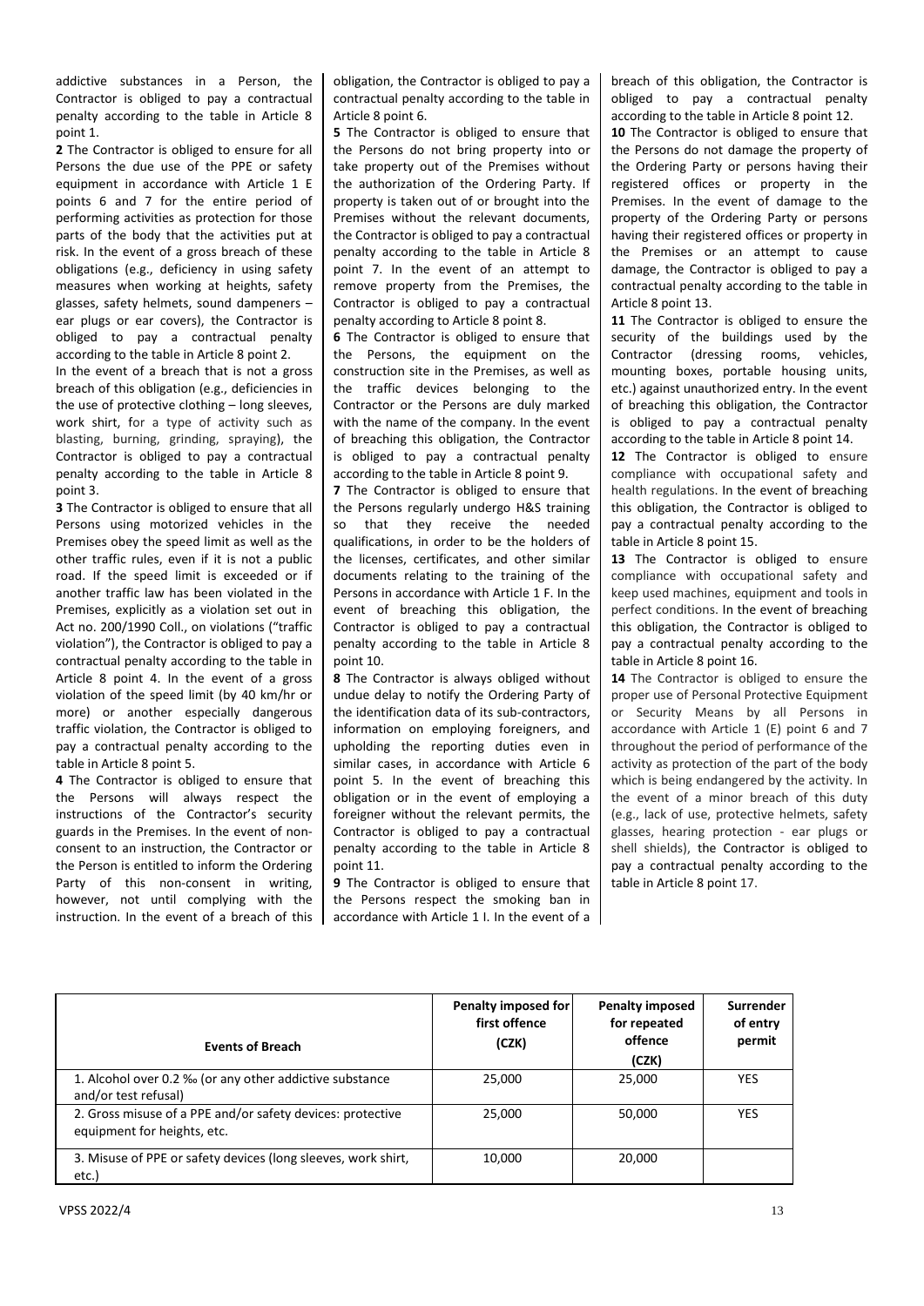addictive substances in a Person, the Contractor is obliged to pay a contractual penalty according to the table in Article 8 point 1.

**2** The Contractor is obliged to ensure for all Persons the due use of the PPE or safety equipment in accordance with Article 1 E points 6 and 7 for the entire period of performing activities as protection for those parts of the body that the activities put at risk. In the event of a gross breach of these obligations (e.g., deficiency in using safety measures when working at heights, safety glasses, safety helmets, sound dampeners – ear plugs or ear covers), the Contractor is obliged to pay a contractual penalty according to the table in Article 8 point 2.

In the event of a breach that is not a gross breach of this obligation (e.g., deficiencies in the use of protective clothing – long sleeves, work shirt, for a type of activity such as blasting, burning, grinding, spraying), the Contractor is obliged to pay a contractual penalty according to the table in Article 8 point 3.

**3** The Contractor is obliged to ensure that all Persons using motorized vehicles in the Premises obey the speed limit as well as the other traffic rules, even if it is not a public road. If the speed limit is exceeded or if another traffic law has been violated in the Premises, explicitly as a violation set out in Act no. 200/1990 Coll., on violations ("traffic violation"), the Contractor is obliged to pay a contractual penalty according to the table in Article 8 point 4. In the event of a gross violation of the speed limit (by 40 km/hr or more) or another especially dangerous traffic violation, the Contractor is obliged to pay a contractual penalty according to the table in Article 8 point 5.

**4** The Contractor is obliged to ensure that the Persons will always respect the instructions of the Contractor's security guards in the Premises. In the event of non-consent to an instruction, the Contractor or the Person is entitled to inform the Ordering Party of this non-consent in writing, however, not until complying with the instruction. In the event of a breach of this obligation, the Contractor is obliged to pay a contractual penalty according to the table in Article 8 point 6.

**5** The Contractor is obliged to ensure that the Persons do not bring property into or take property out of the Premises without the authorization of the Ordering Party. If property is taken out of or brought into the Premises without the relevant documents, the Contractor is obliged to pay a contractual penalty according to the table in Article 8 point 7. In the event of an attempt to remove property from the Premises, the Contractor is obliged to pay a contractual penalty according to Article 8 point 8.

**6** The Contractor is obliged to ensure that the Persons, the equipment on the construction site in the Premises, as well as the traffic devices belonging to the Contractor or the Persons are duly marked with the name of the company. In the event of breaching this obligation, the Contractor is obliged to pay a contractual penalty according to the table in Article 8 point 9.

**7** The Contractor is obliged to ensure that the Persons regularly undergo H&S training so that they receive the needed qualifications, in order to be the holders of the licenses, certificates, and other similar documents relating to the training of the Persons in accordance with Article 1 F. In the event of breaching this obligation, the Contractor is obliged to pay a contractual penalty according to the table in Article 8 point 10.

**8** The Contractor is always obliged without undue delay to notify the Ordering Party of the identification data of its sub-contractors, information on employing foreigners, and upholding the reporting duties even in similar cases, in accordance with Article 6 point 5. In the event of breaching this obligation or in the event of employing a foreigner without the relevant permits, the Contractor is obliged to pay a contractual penalty according to the table in Article 8 point 11.

**9** The Contractor is obliged to ensure that the Persons respect the smoking ban in accordance with Article 1 I. In the event of a breach of this obligation, the Contractor is obliged to pay a contractual penalty according to the table in Article 8 point 12.

**10** The Contractor is obliged to ensure that the Persons do not damage the property of the Ordering Party or persons having their registered offices or property in the Premises. In the event of damage to the property of the Ordering Party or persons having their registered offices or property in the Premises or an attempt to cause damage, the Contractor is obliged to pay a contractual penalty according to the table in Article 8 point 13.

**11** The Contractor is obliged to ensure the security of the buildings used by the Contractor (dressing rooms, vehicles, mounting boxes, portable housing units, etc.) against unauthorized entry. In the event of breaching this obligation, the Contractor is obliged to pay a contractual penalty according to the table in Article 8 point 14.

**12** The Contractor is obliged to ensure compliance with occupational safety and health regulations. In the event of breaching this obligation, the Contractor is obliged to pay a contractual penalty according to the table in Article 8 point 15.

**13** The Contractor is obliged to ensure compliance with occupational safety and keep used machines, equipment and tools in perfect conditions. In the event of breaching this obligation, the Contractor is obliged to pay a contractual penalty according to the table in Article 8 point 16.

**14** The Contractor is obliged to ensure the proper use of Personal Protective Equipment or Security Means by all Persons in accordance with Article 1 (E) point 6 and 7 throughout the period of performance of the activity as protection of the part of the body which is being endangered by the activity. In the event of a minor breach of this duty (e.g., lack of use, protective helmets, safety glasses, hearing protection - ear plugs or shell shields), the Contractor is obliged to pay a contractual penalty according to the table in Article 8 point 17.

| Events of Breach | Penalty imposed for first offence (CZK) | Penalty imposed for repeated offence (CZK) | Surrender of entry permit |
|---|---|---|---|
| 1. Alcohol over 0.2 ‰ (or any other addictive substance and/or test refusal) | 25,000 | 25,000 | YES |
| 2. Gross misuse of a PPE and/or safety devices: protective equipment for heights, etc. | 25,000 | 50,000 | YES |
| 3. Misuse of PPE or safety devices (long sleeves, work shirt, etc.) | 10,000 | 20,000 | |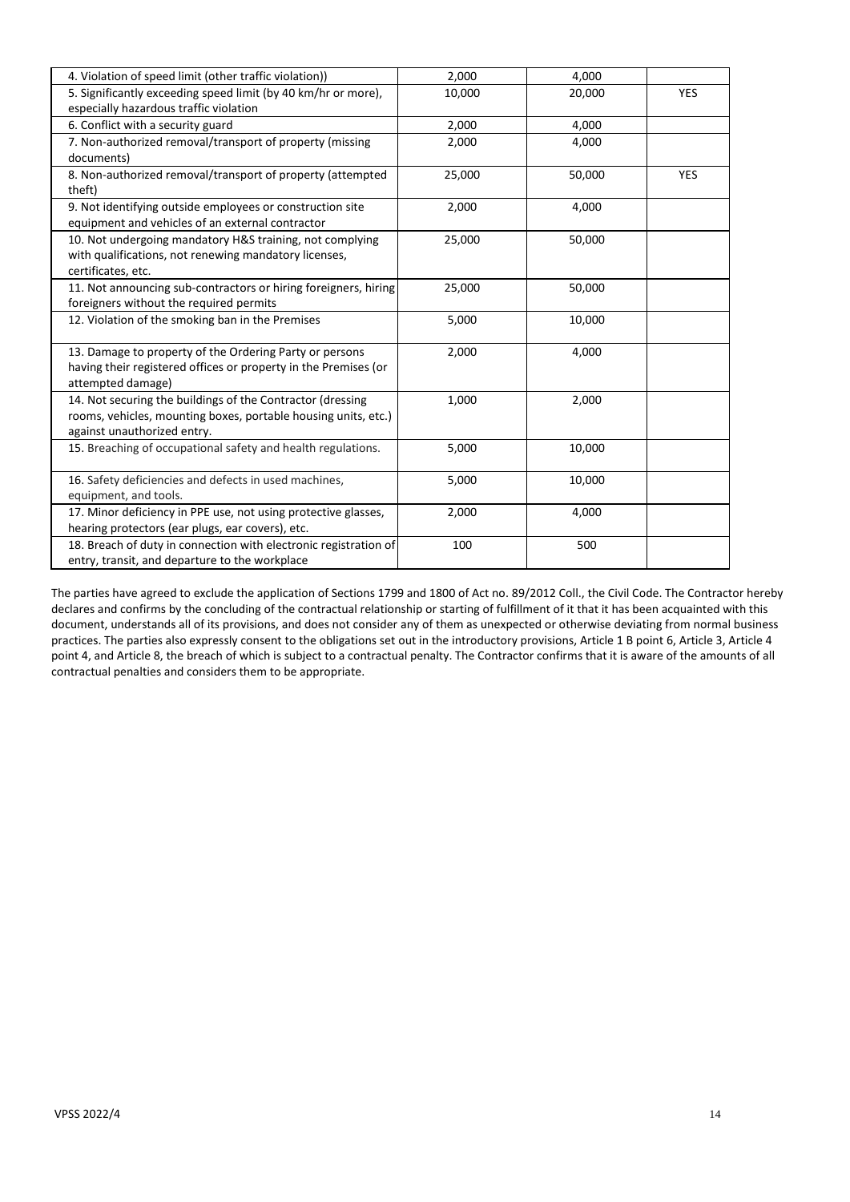| | | | |
|---|---|---|---|
| 4. Violation of speed limit (other traffic violation)) | 2,000 | 4,000 | |
| 5. Significantly exceeding speed limit (by 40 km/hr or more), especially hazardous traffic violation | 10,000 | 20,000 | YES |
| 6. Conflict with a security guard | 2,000 | 4,000 | |
| 7. Non-authorized removal/transport of property (missing documents) | 2,000 | 4,000 | |
| 8. Non-authorized removal/transport of property (attempted theft) | 25,000 | 50,000 | YES |
| 9. Not identifying outside employees or construction site equipment and vehicles of an external contractor | 2,000 | 4,000 | |
| 10. Not undergoing mandatory H&S training, not complying with qualifications, not renewing mandatory licenses, certificates, etc. | 25,000 | 50,000 | |
| 11. Not announcing sub-contractors or hiring foreigners, hiring foreigners without the required permits | 25,000 | 50,000 | |
| 12. Violation of the smoking ban in the Premises | 5,000 | 10,000 | |
| 13. Damage to property of the Ordering Party or persons having their registered offices or property in the Premises (or attempted damage) | 2,000 | 4,000 | |
| 14. Not securing the buildings of the Contractor (dressing rooms, vehicles, mounting boxes, portable housing units, etc.) against unauthorized entry. | 1,000 | 2,000 | |
| 15. Breaching of occupational safety and health regulations. | 5,000 | 10,000 | |
| 16. Safety deficiencies and defects in used machines, equipment, and tools. | 5,000 | 10,000 | |
| 17. Minor deficiency in PPE use, not using protective glasses, hearing protectors (ear plugs, ear covers), etc. | 2,000 | 4,000 | |
| 18. Breach of duty in connection with electronic registration of entry, transit, and departure to the workplace | 100 | 500 | |

The parties have agreed to exclude the application of Sections 1799 and 1800 of Act no. 89/2012 Coll., the Civil Code. The Contractor hereby declares and confirms by the concluding of the contractual relationship or starting of fulfillment of it that it has been acquainted with this document, understands all of its provisions, and does not consider any of them as unexpected or otherwise deviating from normal business practices. The parties also expressly consent to the obligations set out in the introductory provisions, Article 1 B point 6, Article 3, Article 4 point 4, and Article 8, the breach of which is subject to a contractual penalty. The Contractor confirms that it is aware of the amounts of all contractual penalties and considers them to be appropriate.